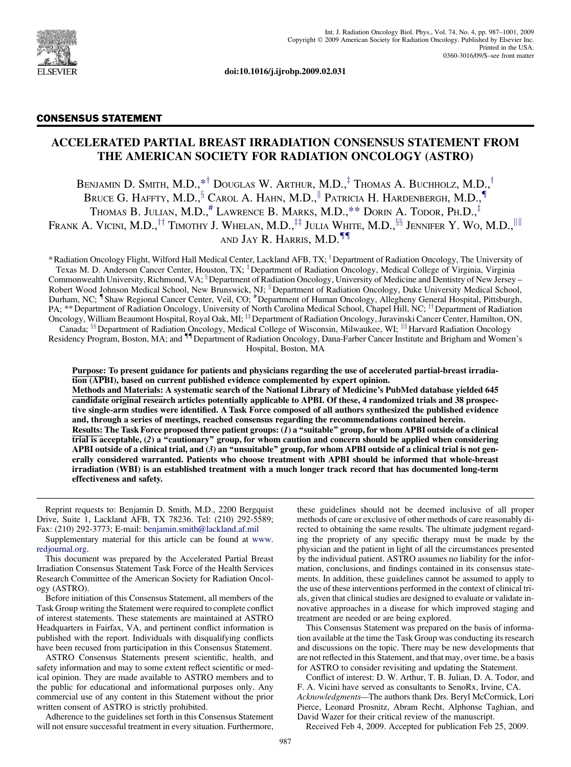doi:10.1016/j.ijrobp.2009.02.031

**CONSENSUS STATEMENT**

# ACCELERATED PARTIAL BREAST IRRADIATION CONSENSUS STATEMENT FROM THE AMERICAN SOCIETY FOR RADIATION ONCOLOGY (ASTRO)

Benjamin D. Smith, M.D.,[*†] Douglas W. Arthur, M.D.,[‡] Thomas A. Buchholz, M.D.,[†] Bruce G. Haffty, M.D.,[§] Carol A. Hahn, M.D.,[||] Patricia H. Hardenbergh, M.D.,[¶] Thomas B. Julian, M.D.,[#] Lawrence B. Marks, M.D.,[**] Dorin A. Todor, Ph.D.,[‡] Frank A. Vicini, M.D.,[††] Timothy J. Whelan, M.D.,[‡‡] Julia White, M.D.,[§§] Jennifer Y. Wo, M.D.,[||||] and Jay R. Harris, M.D.[¶¶]

[*]Radiation Oncology Flight, Wilford Hall Medical Center, Lackland AFB, TX; [†]Department of Radiation Oncology, The University of Texas M. D. Anderson Cancer Center, Houston, TX; [‡]Department of Radiation Oncology, Medical College of Virginia, Virginia Commonwealth University, Richmond, VA; [§]Department of Radiation Oncology, University of Medicine and Dentistry of New Jersey – Robert Wood Johnson Medical School, New Brunswick, NJ; [||]Department of Radiation Oncology, Duke University Medical School, Durham, NC; [¶]Shaw Regional Cancer Center, Veil, CO; [#]Department of Human Oncology, Allegheny General Hospital, Pittsburgh, PA; [**]Department of Radiation Oncology, University of North Carolina Medical School, Chapel Hill, NC; [††]Department of Radiation Oncology, William Beaumont Hospital, Royal Oak, MI; [‡‡]Department of Radiation Oncology, Juravinski Cancer Center, Hamilton, ON, Canada; [§§]Department of Radiation Oncology, Medical College of Wisconsin, Milwaukee, WI; [||||]Harvard Radiation Oncology Residency Program, Boston, MA; and [¶¶]Department of Radiation Oncology, Dana-Farber Cancer Institute and Brigham and Women's Hospital, Boston, MA

**Purpose: To present guidance for patients and physicians regarding the use of accelerated partial-breast irradiation (APBI), based on current published evidence complemented by expert opinion.**

**Methods and Materials: A systematic search of the National Library of Medicine's PubMed database yielded 645 candidate original research articles potentially applicable to APBI. Of these, 4 randomized trials and 38 prospective single-arm studies were identified. A Task Force composed of all authors synthesized the published evidence and, through a series of meetings, reached consensus regarding the recommendations contained herein.**

**Results: The Task Force proposed three patient groups: (*1*) a "suitable" group, for whom APBI outside of a clinical trial is acceptable, (*2*) a "cautionary" group, for whom caution and concern should be applied when considering APBI outside of a clinical trial, and (*3*) an "unsuitable" group, for whom APBI outside of a clinical trial is not generally considered warranted. Patients who choose treatment with APBI should be informed that whole-breast irradiation (WBI) is an established treatment with a much longer track record that has documented long-term effectiveness and safety.**

Reprint requests to: Benjamin D. Smith, M.D., 2200 Bergquist Drive, Suite 1, Lackland AFB, TX 78236. Tel: (210) 292-5589; Fax: (210) 292-3773; E-mail: benjamin.smith@lackland.af.mil

Supplementary material for this article can be found at www.redjournal.org.

This document was prepared by the Accelerated Partial Breast Irradiation Consensus Statement Task Force of the Health Services Research Committee of the American Society for Radiation Oncology (ASTRO).

Before initiation of this Consensus Statement, all members of the Task Group writing the Statement were required to complete conflict of interest statements. These statements are maintained at ASTRO Headquarters in Fairfax, VA, and pertinent conflict information is published with the report. Individuals with disqualifying conflicts have been recused from participation in this Consensus Statement.

ASTRO Consensus Statements present scientific, health, and safety information and may to some extent reflect scientific or medical opinion. They are made available to ASTRO members and to the public for educational and informational purposes only. Any commercial use of any content in this Statement without the prior written consent of ASTRO is strictly prohibited.

Adherence to the guidelines set forth in this Consensus Statement will not ensure successful treatment in every situation. Furthermore, these guidelines should not be deemed inclusive of all proper methods of care or exclusive of other methods of care reasonably directed to obtaining the same results. The ultimate judgment regarding the propriety of any specific therapy must be made by the physician and the patient in light of all the circumstances presented by the individual patient. ASTRO assumes no liability for the information, conclusions, and findings contained in its consensus statements. In addition, these guidelines cannot be assumed to apply to the use of these interventions performed in the context of clinical trials, given that clinical studies are designed to evaluate or validate innovative approaches in a disease for which improved staging and treatment are needed or are being explored.

This Consensus Statement was prepared on the basis of information available at the time the Task Group was conducting its research and discussions on the topic. There may be new developments that are not reflected in this Statement, and that may, over time, be a basis for ASTRO to consider revisiting and updating the Statement.

Conflict of interest: D. W. Arthur, T. B. Julian, D. A. Todor, and F. A. Vicini have served as consultants to SenoRx, Irvine, CA.

*Acknowledgments*—The authors thank Drs. Beryl McCormick, Lori Pierce, Leonard Prosnitz, Abram Recht, Alphonse Taghian, and David Wazer for their critical review of the manuscript.

Received Feb 4, 2009. Accepted for publication Feb 25, 2009.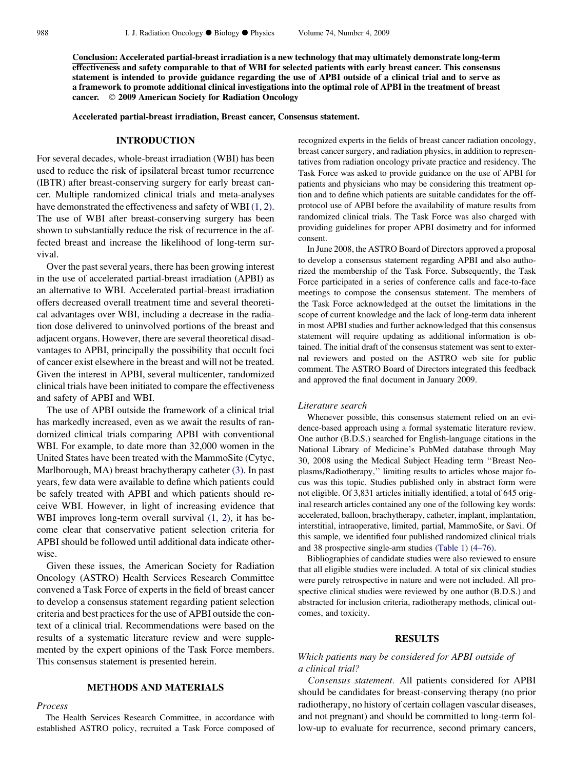**Conclusion: Accelerated partial-breast irradiation is a new technology that may ultimately demonstrate long-term effectiveness and safety comparable to that of WBI for selected patients with early breast cancer. This consensus statement is intended to provide guidance regarding the use of APBI outside of a clinical trial and to serve as a framework to promote additional clinical investigations into the optimal role of APBI in the treatment of breast cancer. © 2009 American Society for Radiation Oncology**

**Accelerated partial-breast irradiation, Breast cancer, Consensus statement.**

## INTRODUCTION

For several decades, whole-breast irradiation (WBI) has been used to reduce the risk of ipsilateral breast tumor recurrence (IBTR) after breast-conserving surgery for early breast cancer. Multiple randomized clinical trials and meta-analyses have demonstrated the effectiveness and safety of WBI (1, 2). The use of WBI after breast-conserving surgery has been shown to substantially reduce the risk of recurrence in the affected breast and increase the likelihood of long-term survival.

Over the past several years, there has been growing interest in the use of accelerated partial-breast irradiation (APBI) as an alternative to WBI. Accelerated partial-breast irradiation offers decreased overall treatment time and several theoretical advantages over WBI, including a decrease in the radiation dose delivered to uninvolved portions of the breast and adjacent organs. However, there are several theoretical disadvantages to APBI, principally the possibility that occult foci of cancer exist elsewhere in the breast and will not be treated. Given the interest in APBI, several multicenter, randomized clinical trials have been initiated to compare the effectiveness and safety of APBI and WBI.

The use of APBI outside the framework of a clinical trial has markedly increased, even as we await the results of randomized clinical trials comparing APBI with conventional WBI. For example, to date more than 32,000 women in the United States have been treated with the MammoSite (Cytyc, Marlborough, MA) breast brachytherapy catheter (3). In past years, few data were available to define which patients could be safely treated with APBI and which patients should receive WBI. However, in light of increasing evidence that WBI improves long-term overall survival (1, 2), it has become clear that conservative patient selection criteria for APBI should be followed until additional data indicate otherwise.

Given these issues, the American Society for Radiation Oncology (ASTRO) Health Services Research Committee convened a Task Force of experts in the field of breast cancer to develop a consensus statement regarding patient selection criteria and best practices for the use of APBI outside the context of a clinical trial. Recommendations were based on the results of a systematic literature review and were supplemented by the expert opinions of the Task Force members. This consensus statement is presented herein.

## METHODS AND MATERIALS

### *Process*

The Health Services Research Committee, in accordance with established ASTRO policy, recruited a Task Force composed of recognized experts in the fields of breast cancer radiation oncology, breast cancer surgery, and radiation physics, in addition to representatives from radiation oncology private practice and residency. The Task Force was asked to provide guidance on the use of APBI for patients and physicians who may be considering this treatment option and to define which patients are suitable candidates for the off-protocol use of APBI before the availability of mature results from randomized clinical trials. The Task Force was also charged with providing guidelines for proper APBI dosimetry and for informed consent.

In June 2008, the ASTRO Board of Directors approved a proposal to develop a consensus statement regarding APBI and also authorized the membership of the Task Force. Subsequently, the Task Force participated in a series of conference calls and face-to-face meetings to compose the consensus statement. The members of the Task Force acknowledged at the outset the limitations in the scope of current knowledge and the lack of long-term data inherent in most APBI studies and further acknowledged that this consensus statement will require updating as additional information is obtained. The initial draft of the consensus statement was sent to external reviewers and posted on the ASTRO web site for public comment. The ASTRO Board of Directors integrated this feedback and approved the final document in January 2009.

### *Literature search*

Whenever possible, this consensus statement relied on an evidence-based approach using a formal systematic literature review. One author (B.D.S.) searched for English-language citations in the National Library of Medicine's PubMed database through May 30, 2008 using the Medical Subject Heading term ''Breast Neoplasms/Radiotherapy,'' limiting results to articles whose major focus was this topic. Studies published only in abstract form were not eligible. Of 3,831 articles initially identified, a total of 645 original research articles contained any one of the following key words: accelerated, balloon, brachytherapy, catheter, implant, implantation, interstitial, intraoperative, limited, partial, MammoSite, or Savi. Of this sample, we identified four published randomized clinical trials and 38 prospective single-arm studies (Table 1) (4–76).

Bibliographies of candidate studies were also reviewed to ensure that all eligible studies were included. A total of six clinical studies were purely retrospective in nature and were not included. All prospective clinical studies were reviewed by one author (B.D.S.) and abstracted for inclusion criteria, radiotherapy methods, clinical outcomes, and toxicity.

## RESULTS

### *Which patients may be considered for APBI outside of a clinical trial?*

*Consensus statement.* All patients considered for APBI should be candidates for breast-conserving therapy (no prior radiotherapy, no history of certain collagen vascular diseases, and not pregnant) and should be committed to long-term follow-up to evaluate for recurrence, second primary cancers,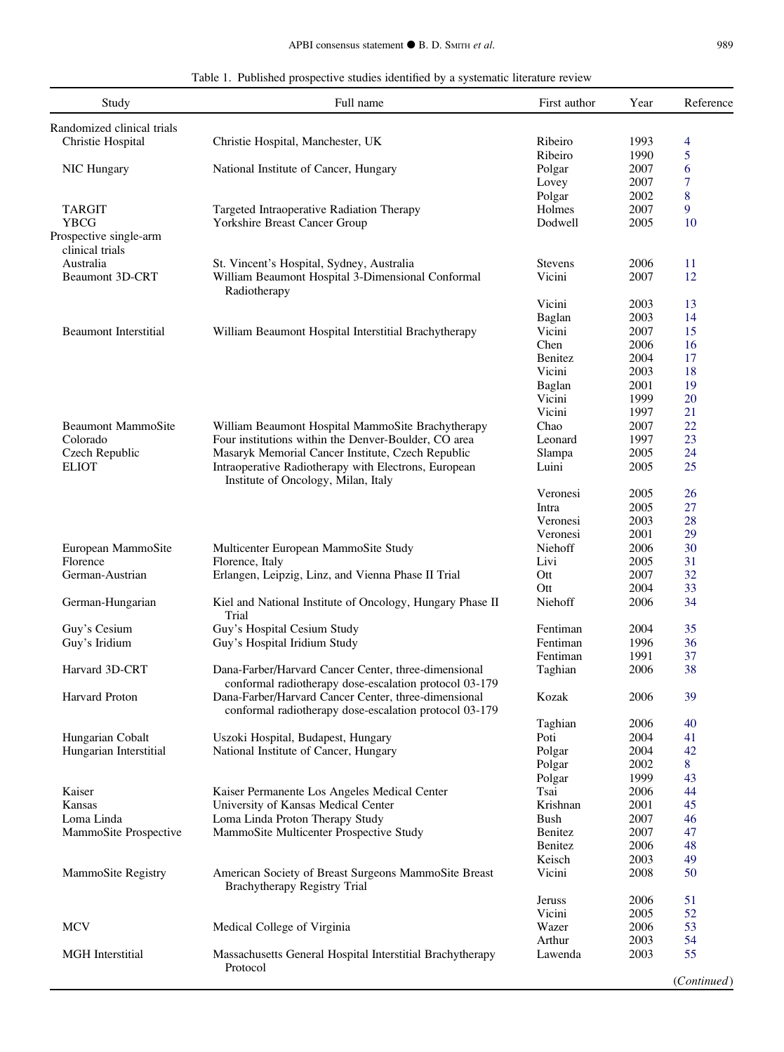Table 1. Published prospective studies identified by a systematic literature review

| Study | Full name | First author | Year | Reference |
|---|---|---|---|---|
| Randomized clinical trials | | | | |
| Christie Hospital | Christie Hospital, Manchester, UK | Ribeiro | 1993 | 4 |
| | | Ribeiro | 1990 | 5 |
| NIC Hungary | National Institute of Cancer, Hungary | Polgar | 2007 | 6 |
| | | Lovey | 2007 | 7 |
| | | Polgar | 2002 | 8 |
| TARGIT | Targeted Intraoperative Radiation Therapy | Holmes | 2007 | 9 |
| YBCG | Yorkshire Breast Cancer Group | Dodwell | 2005 | 10 |
| Prospective single-arm clinical trials | | | | |
| Australia | St. Vincent's Hospital, Sydney, Australia | Stevens | 2006 | 11 |
| Beaumont 3D-CRT | William Beaumont Hospital 3-Dimensional Conformal Radiotherapy | Vicini | 2007 | 12 |
| | | Vicini | 2003 | 13 |
| | | Baglan | 2003 | 14 |
| Beaumont Interstitial | William Beaumont Hospital Interstitial Brachytherapy | Vicini | 2007 | 15 |
| | | Chen | 2006 | 16 |
| | | Benitez | 2004 | 17 |
| | | Vicini | 2003 | 18 |
| | | Baglan | 2001 | 19 |
| | | Vicini | 1999 | 20 |
| | | Vicini | 1997 | 21 |
| Beaumont MammoSite | William Beaumont Hospital MammoSite Brachytherapy | Chao | 2007 | 22 |
| Colorado | Four institutions within the Denver-Boulder, CO area | Leonard | 1997 | 23 |
| Czech Republic | Masaryk Memorial Cancer Institute, Czech Republic | Slampa | 2005 | 24 |
| ELIOT | Intraoperative Radiotherapy with Electrons, European Institute of Oncology, Milan, Italy | Luini | 2005 | 25 |
| | | Veronesi | 2005 | 26 |
| | | Intra | 2005 | 27 |
| | | Veronesi | 2003 | 28 |
| | | Veronesi | 2001 | 29 |
| European MammoSite | Multicenter European MammoSite Study | Niehoff | 2006 | 30 |
| Florence | Florence, Italy | Livi | 2005 | 31 |
| German-Austrian | Erlangen, Leipzig, Linz, and Vienna Phase II Trial | Ott | 2007 | 32 |
| | | Ott | 2004 | 33 |
| German-Hungarian | Kiel and National Institute of Oncology, Hungary Phase II Trial | Niehoff | 2006 | 34 |
| Guy's Cesium | Guy's Hospital Cesium Study | Fentiman | 2004 | 35 |
| Guy's Iridium | Guy's Hospital Iridium Study | Fentiman | 1996 | 36 |
| | | Fentiman | 1991 | 37 |
| Harvard 3D-CRT | Dana-Farber/Harvard Cancer Center, three-dimensional conformal radiotherapy dose-escalation protocol 03-179 | Taghian | 2006 | 38 |
| Harvard Proton | Dana-Farber/Harvard Cancer Center, three-dimensional conformal radiotherapy dose-escalation protocol 03-179 | Kozak | 2006 | 39 |
| | | Taghian | 2006 | 40 |
| Hungarian Cobalt | Uszoki Hospital, Budapest, Hungary | Poti | 2004 | 41 |
| Hungarian Interstitial | National Institute of Cancer, Hungary | Polgar | 2004 | 42 |
| | | Polgar | 2002 | 8 |
| | | Polgar | 1999 | 43 |
| Kaiser | Kaiser Permanente Los Angeles Medical Center | Tsai | 2006 | 44 |
| Kansas | University of Kansas Medical Center | Krishnan | 2001 | 45 |
| Loma Linda | Loma Linda Proton Therapy Study | Bush | 2007 | 46 |
| MammoSite Prospective | MammoSite Multicenter Prospective Study | Benitez | 2007 | 47 |
| | | Benitez | 2006 | 48 |
| | | Keisch | 2003 | 49 |
| MammoSite Registry | American Society of Breast Surgeons MammoSite Breast Brachytherapy Registry Trial | Vicini | 2008 | 50 |
| | | Jeruss | 2006 | 51 |
| | | Vicini | 2005 | 52 |
| MCV | Medical College of Virginia | Wazer | 2006 | 53 |
| | | Arthur | 2003 | 54 |
| MGH Interstitial | Massachusetts General Hospital Interstitial Brachytherapy Protocol | Lawenda | 2003 | 55 |

(*Continued*)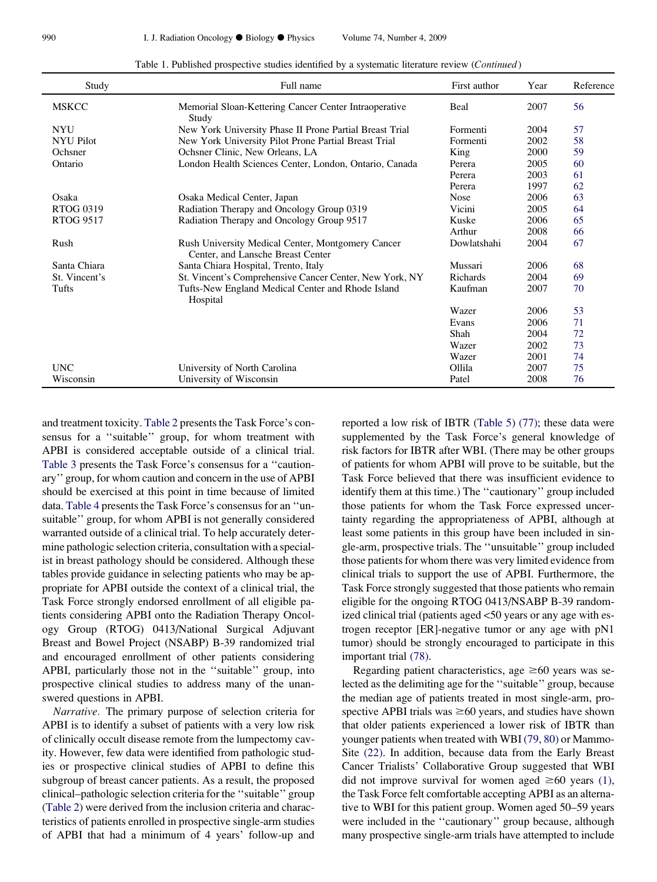Table 1. Published prospective studies identified by a systematic literature review (*Continued*)

| Study | Full name | First author | Year | Reference |
|---|---|---|---|---|
| MSKCC | Memorial Sloan-Kettering Cancer Center Intraoperative Study | Beal | 2007 | 56 |
| NYU | New York University Phase II Prone Partial Breast Trial | Formenti | 2004 | 57 |
| NYU Pilot | New York University Pilot Prone Partial Breast Trial | Formenti | 2002 | 58 |
| Ochsner | Ochsner Clinic, New Orleans, LA | King | 2000 | 59 |
| Ontario | London Health Sciences Center, London, Ontario, Canada | Perera | 2005 | 60 |
| | | Perera | 2003 | 61 |
| | | Perera | 1997 | 62 |
| Osaka | Osaka Medical Center, Japan | Nose | 2006 | 63 |
| RTOG 0319 | Radiation Therapy and Oncology Group 0319 | Vicini | 2005 | 64 |
| RTOG 9517 | Radiation Therapy and Oncology Group 9517 | Kuske | 2006 | 65 |
| | | Arthur | 2008 | 66 |
| Rush | Rush University Medical Center, Montgomery Cancer Center, and Lansche Breast Center | Dowlatshahi | 2004 | 67 |
| Santa Chiara | Santa Chiara Hospital, Trento, Italy | Mussari | 2006 | 68 |
| St. Vincent's | St. Vincent's Comprehensive Cancer Center, New York, NY | Richards | 2004 | 69 |
| Tufts | Tufts-New England Medical Center and Rhode Island Hospital | Kaufman | 2007 | 70 |
| | | Wazer | 2006 | 53 |
| | | Evans | 2006 | 71 |
| | | Shah | 2004 | 72 |
| | | Wazer | 2002 | 73 |
| | | Wazer | 2001 | 74 |
| UNC | University of North Carolina | Ollila | 2007 | 75 |
| Wisconsin | University of Wisconsin | Patel | 2008 | 76 |

and treatment toxicity. Table 2 presents the Task Force's consensus for a ''suitable'' group, for whom treatment with APBI is considered acceptable outside of a clinical trial. Table 3 presents the Task Force's consensus for a ''cautionary'' group, for whom caution and concern in the use of APBI should be exercised at this point in time because of limited data. Table 4 presents the Task Force's consensus for an ''unsuitable'' group, for whom APBI is not generally considered warranted outside of a clinical trial. To help accurately determine pathologic selection criteria, consultation with a specialist in breast pathology should be considered. Although these tables provide guidance in selecting patients who may be appropriate for APBI outside the context of a clinical trial, the Task Force strongly endorsed enrollment of all eligible patients considering APBI onto the Radiation Therapy Oncology Group (RTOG) 0413/National Surgical Adjuvant Breast and Bowel Project (NSABP) B-39 randomized trial and encouraged enrollment of other patients considering APBI, particularly those not in the ''suitable'' group, into prospective clinical studies to address many of the unanswered questions in APBI.

*Narrative.* The primary purpose of selection criteria for APBI is to identify a subset of patients with a very low risk of clinically occult disease remote from the lumpectomy cavity. However, few data were identified from pathologic studies or prospective clinical studies of APBI to define this subgroup of breast cancer patients. As a result, the proposed clinical–pathologic selection criteria for the ''suitable'' group (Table 2) were derived from the inclusion criteria and characteristics of patients enrolled in prospective single-arm studies of APBI that had a minimum of 4 years' follow-up and reported a low risk of IBTR (Table 5) (77); these data were supplemented by the Task Force's general knowledge of risk factors for IBTR after WBI. (There may be other groups of patients for whom APBI will prove to be suitable, but the Task Force believed that there was insufficient evidence to identify them at this time.) The ''cautionary'' group included those patients for whom the Task Force expressed uncertainty regarding the appropriateness of APBI, although at least some patients in this group have been included in single-arm, prospective trials. The ''unsuitable'' group included those patients for whom there was very limited evidence from clinical trials to support the use of APBI. Furthermore, the Task Force strongly suggested that those patients who remain eligible for the ongoing RTOG 0413/NSABP B-39 randomized clinical trial (patients aged <50 years or any age with estrogen receptor [ER]-negative tumor or any age with pN1 tumor) should be strongly encouraged to participate in this important trial (78).

Regarding patient characteristics, age ≥60 years was selected as the delimiting age for the ''suitable'' group, because the median age of patients treated in most single-arm, prospective APBI trials was ≥60 years, and studies have shown that older patients experienced a lower risk of IBTR than younger patients when treated with WBI (79, 80) or MammoSite (22). In addition, because data from the Early Breast Cancer Trialists' Collaborative Group suggested that WBI did not improve survival for women aged ≥60 years (1), the Task Force felt comfortable accepting APBI as an alternative to WBI for this patient group. Women aged 50–59 years were included in the ''cautionary'' group because, although many prospective single-arm trials have attempted to include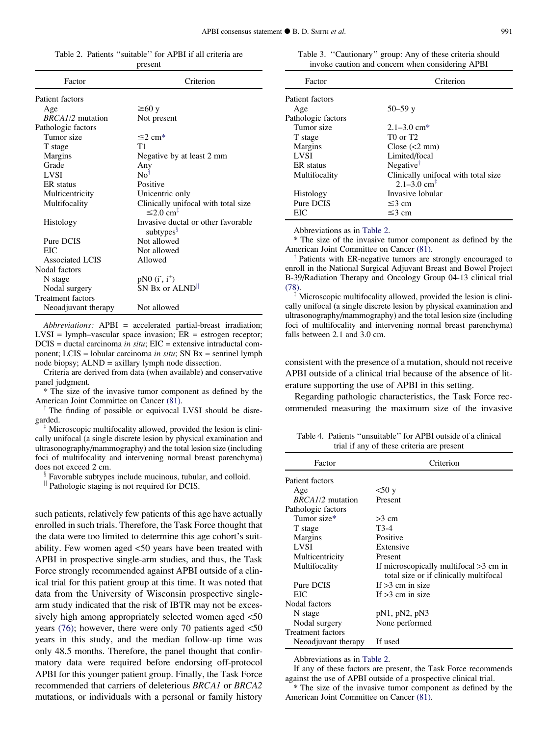Table 2. Patients ''suitable'' for APBI if all criteria are present

| Factor | Criterion |
|---|---|
| Patient factors | |
| Age | ≥60 y |
| *BRCA1/2* mutation | Not present |
| Pathologic factors | |
| Tumor size | ≤2 cm* |
| T stage | T1 |
| Margins | Negative by at least 2 mm |
| Grade | Any |
| LVSI | No[†] |
| ER status | Positive |
| Multicentricity | Unicentric only |
| Multifocality | Clinically unifocal with total size ≤2.0 cm[‡] |
| Histology | Invasive ductal or other favorable subtypes[§] |
| Pure DCIS | Not allowed |
| EIC | Not allowed |
| Associated LCIS | Allowed |
| Nodal factors | |
| N stage | pN0 ($i^-$, $i^+$) |
| Nodal surgery | SN Bx or ALND[||] |
| Treatment factors | |
| Neoadjuvant therapy | Not allowed |

*Abbreviations:* APBI = accelerated partial-breast irradiation; LVSI = lymph–vascular space invasion; ER = estrogen receptor; DCIS = ductal carcinoma *in situ*; EIC = extensive intraductal component; LCIS = lobular carcinoma *in situ*; SN Bx = sentinel lymph node biopsy; ALND = axillary lymph node dissection.

Criteria are derived from data (when available) and conservative panel judgment.

* The size of the invasive tumor component as defined by the American Joint Committee on Cancer (81).

† The finding of possible or equivocal LVSI should be disregarded.

‡ Microscopic multifocality allowed, provided the lesion is clinically unifocal (a single discrete lesion by physical examination and ultrasonography/mammography) and the total lesion size (including foci of multifocality and intervening normal breast parenchyma) does not exceed 2 cm.

§ Favorable subtypes include mucinous, tubular, and colloid.

|| Pathologic staging is not required for DCIS.

such patients, relatively few patients of this age have actually enrolled in such trials. Therefore, the Task Force thought that the data were too limited to determine this age cohort's suitability. Few women aged <50 years have been treated with APBI in prospective single-arm studies, and thus, the Task Force strongly recommended against APBI outside of a clinical trial for this patient group at this time. It was noted that data from the University of Wisconsin prospective single-arm study indicated that the risk of IBTR may not be excessively high among appropriately selected women aged <50 years (76); however, there were only 70 patients aged <50 years in this study, and the median follow-up time was only 48.5 months. Therefore, the panel thought that confirmatory data were required before endorsing off-protocol APBI for this younger patient group. Finally, the Task Force recommended that carriers of deleterious *BRCA1* or *BRCA2* mutations, or individuals with a personal or family history

Table 3. ''Cautionary'' group: Any of these criteria should invoke caution and concern when considering APBI

| Factor | Criterion |
|---|---|
| Patient factors | |
| Age | 50–59 y |
| Pathologic factors | |
| Tumor size | 2.1–3.0 cm* |
| T stage | T0 or T2 |
| Margins | Close (<2 mm) |
| LVSI | Limited/focal |
| ER status | Negative[†] |
| Multifocality | Clinically unifocal with total size 2.1–3.0 cm[‡] |
| Histology | Invasive lobular |
| Pure DCIS | ≤3 cm |
| EIC | ≤3 cm |

Abbreviations as in Table 2.

* The size of the invasive tumor component as defined by the American Joint Committee on Cancer (81).

† Patients with ER-negative tumors are strongly encouraged to enroll in the National Surgical Adjuvant Breast and Bowel Project B-39/Radiation Therapy and Oncology Group 04-13 clinical trial (78).

‡ Microscopic multifocality allowed, provided the lesion is clinically unifocal (a single discrete lesion by physical examination and ultrasonography/mammography) and the total lesion size (including foci of multifocality and intervening normal breast parenchyma) falls between 2.1 and 3.0 cm.

consistent with the presence of a mutation, should not receive APBI outside of a clinical trial because of the absence of literature supporting the use of APBI in this setting.

Regarding pathologic characteristics, the Task Force recommended measuring the maximum size of the invasive

Table 4. Patients ''unsuitable'' for APBI outside of a clinical trial if any of these criteria are present

| Factor | Criterion |
|---|---|
| Patient factors | |
| Age | <50 y |
| *BRCA1/2* mutation | Present |
| Pathologic factors | |
| Tumor size* | >3 cm |
| T stage | T3-4 |
| Margins | Positive |
| LVSI | Extensive |
| Multicentricity | Present |
| Multifocality | If microscopically multifocal >3 cm in total size or if clinically multifocal |
| Pure DCIS | If >3 cm in size |
| EIC | If >3 cm in size |
| Nodal factors | |
| N stage | pN1, pN2, pN3 |
| Nodal surgery | None performed |
| Treatment factors | |
| Neoadjuvant therapy | If used |

Abbreviations as in Table 2.

If any of these factors are present, the Task Force recommends against the use of APBI outside of a prospective clinical trial.

* The size of the invasive tumor component as defined by the American Joint Committee on Cancer (81).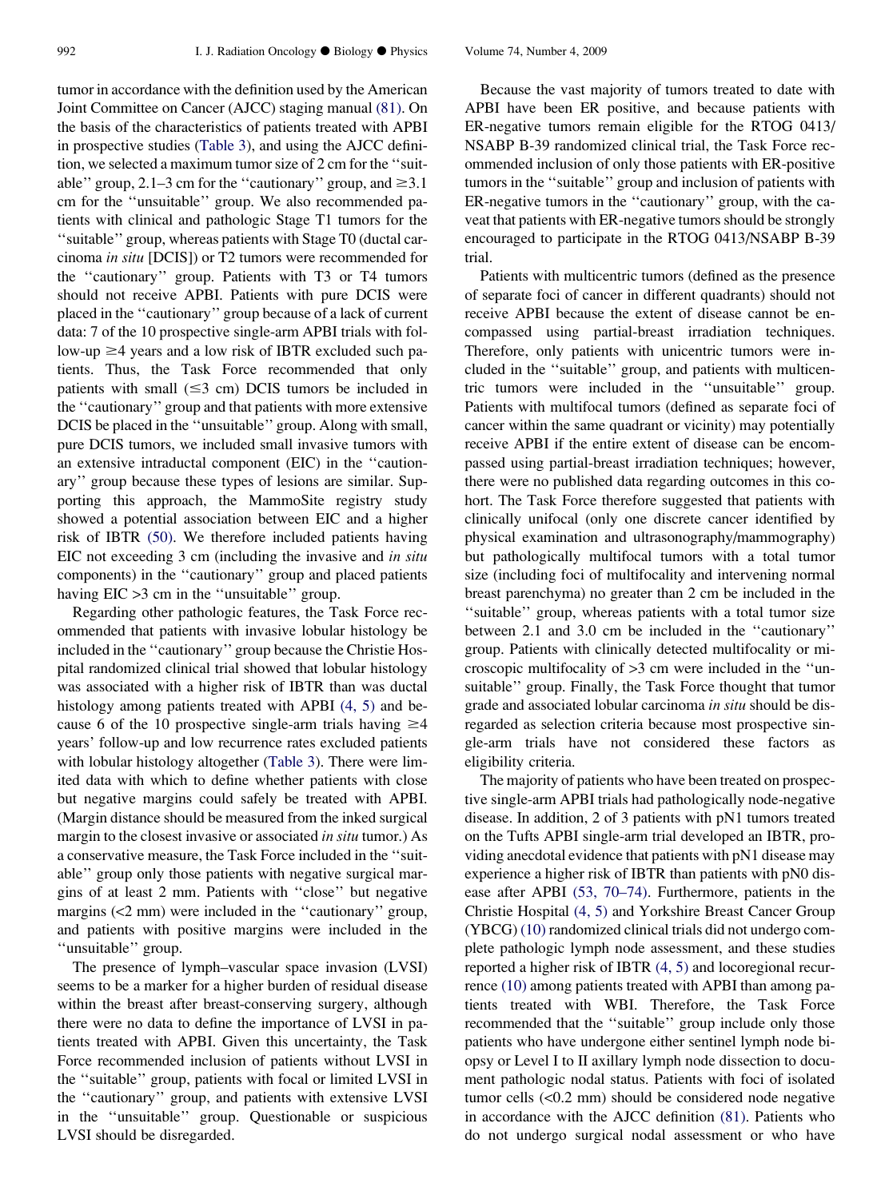tumor in accordance with the definition used by the American Joint Committee on Cancer (AJCC) staging manual (81). On the basis of the characteristics of patients treated with APBI in prospective studies (Table 3), and using the AJCC definition, we selected a maximum tumor size of 2 cm for the ''suitable'' group, 2.1–3 cm for the ''cautionary'' group, and ≥3.1 cm for the ''unsuitable'' group. We also recommended patients with clinical and pathologic Stage T1 tumors for the ''suitable'' group, whereas patients with Stage T0 (ductal carcinoma *in situ* [DCIS]) or T2 tumors were recommended for the ''cautionary'' group. Patients with T3 or T4 tumors should not receive APBI. Patients with pure DCIS were placed in the ''cautionary'' group because of a lack of current data: 7 of the 10 prospective single-arm APBI trials with follow-up ≥4 years and a low risk of IBTR excluded such patients. Thus, the Task Force recommended that only patients with small (≤3 cm) DCIS tumors be included in the ''cautionary'' group and that patients with more extensive DCIS be placed in the ''unsuitable'' group. Along with small, pure DCIS tumors, we included small invasive tumors with an extensive intraductal component (EIC) in the ''cautionary'' group because these types of lesions are similar. Supporting this approach, the MammoSite registry study showed a potential association between EIC and a higher risk of IBTR (50). We therefore included patients having EIC not exceeding 3 cm (including the invasive and *in situ* components) in the ''cautionary'' group and placed patients having EIC >3 cm in the ''unsuitable'' group.

Regarding other pathologic features, the Task Force recommended that patients with invasive lobular histology be included in the ''cautionary'' group because the Christie Hospital randomized clinical trial showed that lobular histology was associated with a higher risk of IBTR than was ductal histology among patients treated with APBI (4, 5) and because 6 of the 10 prospective single-arm trials having ≥4 years' follow-up and low recurrence rates excluded patients with lobular histology altogether (Table 3). There were limited data with which to define whether patients with close but negative margins could safely be treated with APBI. (Margin distance should be measured from the inked surgical margin to the closest invasive or associated *in situ* tumor.) As a conservative measure, the Task Force included in the ''suitable'' group only those patients with negative surgical margins of at least 2 mm. Patients with ''close'' but negative margins (<2 mm) were included in the ''cautionary'' group, and patients with positive margins were included in the ''unsuitable'' group.

The presence of lymph–vascular space invasion (LVSI) seems to be a marker for a higher burden of residual disease within the breast after breast-conserving surgery, although there were no data to define the importance of LVSI in patients treated with APBI. Given this uncertainty, the Task Force recommended inclusion of patients without LVSI in the ''suitable'' group, patients with focal or limited LVSI in the ''cautionary'' group, and patients with extensive LVSI in the ''unsuitable'' group. Questionable or suspicious LVSI should be disregarded.

Because the vast majority of tumors treated to date with APBI have been ER positive, and because patients with ER-negative tumors remain eligible for the RTOG 0413/NSABP B-39 randomized clinical trial, the Task Force recommended inclusion of only those patients with ER-positive tumors in the ''suitable'' group and inclusion of patients with ER-negative tumors in the ''cautionary'' group, with the caveat that patients with ER-negative tumors should be strongly encouraged to participate in the RTOG 0413/NSABP B-39 trial.

Patients with multicentric tumors (defined as the presence of separate foci of cancer in different quadrants) should not receive APBI because the extent of disease cannot be encompassed using partial-breast irradiation techniques. Therefore, only patients with unicentric tumors were included in the ''suitable'' group, and patients with multicentric tumors were included in the ''unsuitable'' group. Patients with multifocal tumors (defined as separate foci of cancer within the same quadrant or vicinity) may potentially receive APBI if the entire extent of disease can be encompassed using partial-breast irradiation techniques; however, there were no published data regarding outcomes in this cohort. The Task Force therefore suggested that patients with clinically unifocal (only one discrete cancer identified by physical examination and ultrasonography/mammography) but pathologically multifocal tumors with a total tumor size (including foci of multifocality and intervening normal breast parenchyma) no greater than 2 cm be included in the ''suitable'' group, whereas patients with a total tumor size between 2.1 and 3.0 cm be included in the ''cautionary'' group. Patients with clinically detected multifocality or microscopic multifocality of >3 cm were included in the ''unsuitable'' group. Finally, the Task Force thought that tumor grade and associated lobular carcinoma *in situ* should be disregarded as selection criteria because most prospective single-arm trials have not considered these factors as eligibility criteria.

The majority of patients who have been treated on prospective single-arm APBI trials had pathologically node-negative disease. In addition, 2 of 3 patients with pN1 tumors treated on the Tufts APBI single-arm trial developed an IBTR, providing anecdotal evidence that patients with pN1 disease may experience a higher risk of IBTR than patients with pN0 disease after APBI (53, 70–74). Furthermore, patients in the Christie Hospital (4, 5) and Yorkshire Breast Cancer Group (YBCG) (10) randomized clinical trials did not undergo complete pathologic lymph node assessment, and these studies reported a higher risk of IBTR (4, 5) and locoregional recurrence (10) among patients treated with APBI than among patients treated with WBI. Therefore, the Task Force recommended that the ''suitable'' group include only those patients who have undergone either sentinel lymph node biopsy or Level I to II axillary lymph node dissection to document pathologic nodal status. Patients with foci of isolated tumor cells (<0.2 mm) should be considered node negative in accordance with the AJCC definition (81). Patients who do not undergo surgical nodal assessment or who have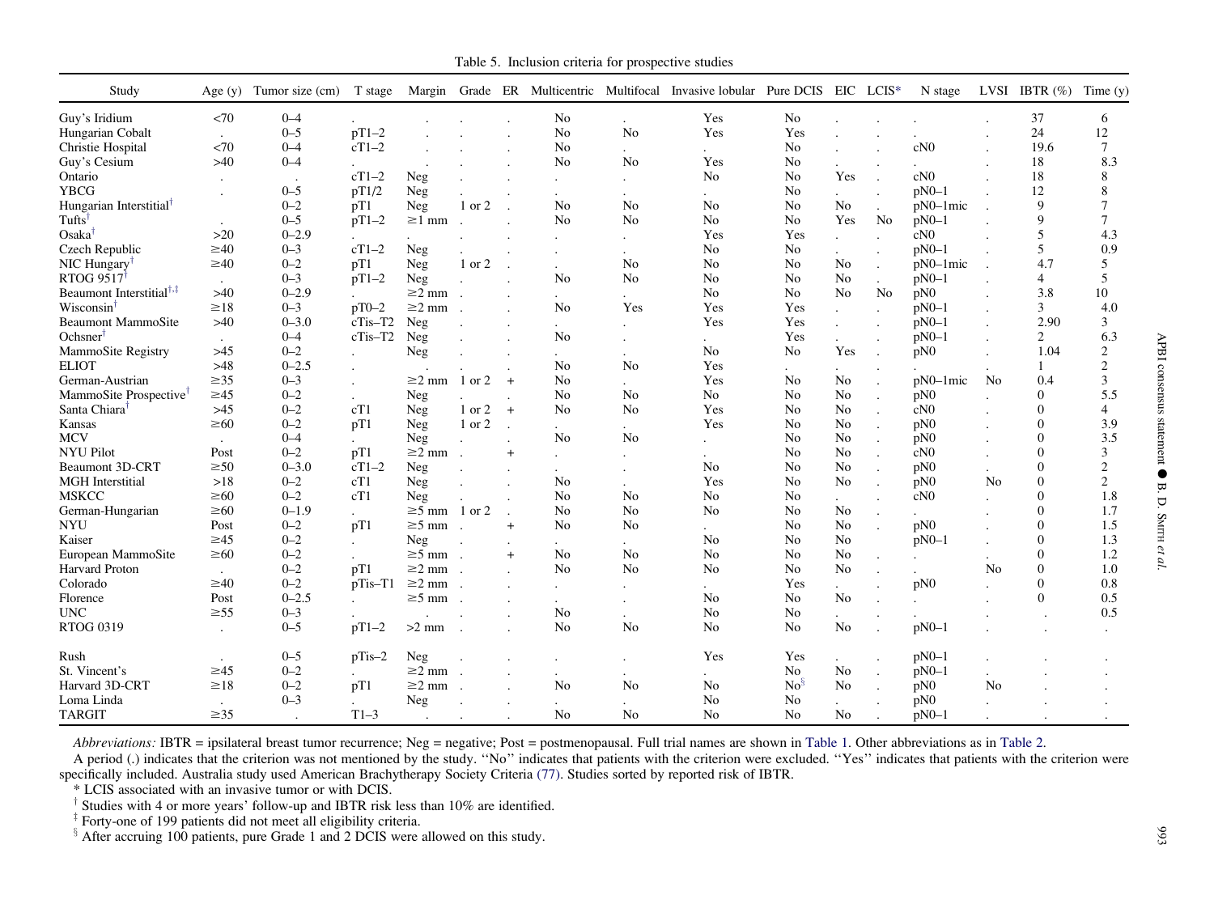Table 5. Inclusion criteria for prospective studies

| Study | Age (y) | Tumor size (cm) | T stage | Margin | Grade | ER | Multicentric | Multifocal | Invasive lobular | Pure DCIS | EIC | LCIS* | N stage | LVSI | IBTR (%) | Time (y) |
|---|---|---|---|---|---|---|---|---|---|---|---|---|---|---|---|---|
| Guy's Iridium | <70 | 0–4 | . | . | . | . | No | . | Yes | No | . | . | . | . | 37 | 6 |
| Hungarian Cobalt | . | 0–5 | pT1–2 | . | . | . | No | No | Yes | Yes | . | . | . | . | 24 | 12 |
| Christie Hospital | <70 | 0–4 | cT1–2 | . | . | . | No | . | . | No | . | . | cN0 | . | 19.6 | 7 |
| Guy's Cesium | >40 | 0–4 | . | . | . | . | No | No | Yes | No | . | . | . | . | 18 | 8.3 |
| Ontario | . | . | cT1–2 | Neg | . | . | . | . | No | No | Yes | . | cN0 | . | 18 | 8 |
| YBCG | . | 0–5 | pT1/2 | Neg | . | . | . | . | . | No | . | . | pN0–1 | . | 12 | 8 |
| Hungarian Interstitial† | | 0–2 | pT1 | Neg | 1 or 2 | . | No | No | No | No | No | . | pN0–1mic | . | 9 | 7 |
| Tufts† | . | 0–5 | pT1–2 | ≥1 mm | . | . | No | No | No | No | Yes | No | pN0–1 | . | 9 | 7 |
| Osaka† | >20 | 0–2.9 | . | . | . | . | . | . | Yes | Yes | . | . | cN0 | . | 5 | 4.3 |
| Czech Republic | ≥40 | 0–3 | cT1–2 | Neg | . | . | . | . | No | No | . | . | pN0–1 | . | 5 | 0.9 |
| NIC Hungary† | ≥40 | 0–2 | pT1 | Neg | 1 or 2 | . | . | No | No | No | No | . | pN0–1mic | . | 4.7 | 5 |
| RTOG 9517† | . | 0–3 | pT1–2 | Neg | . | . | No | No | No | No | No | . | pN0–1 | . | 4 | 5 |
| Beaumont Interstitial†,‡ | >40 | 0–2.9 | . | ≥2 mm | . | . | . | . | No | No | No | No | pN0 | . | 3.8 | 10 |
| Wisconsin† | ≥18 | 0–3 | pT0–2 | ≥2 mm | . | . | No | Yes | Yes | Yes | . | . | pN0–1 | . | 3 | 4.0 |
| Beaumont MammoSite | >40 | 0–3.0 | cTis–T2 | Neg | . | . | . | . | Yes | Yes | . | . | pN0–1 | . | 2.90 | 3 |
| Ochsner† | . | 0–4 | cTis–T2 | Neg | . | . | No | . | . | Yes | . | . | pN0–1 | . | 2 | 6.3 |
| MammoSite Registry | >45 | 0–2 | . | Neg | . | . | . | . | No | No | Yes | . | pN0 | . | 1.04 | 2 |
| ELIOT | >48 | 0–2.5 | . | . | . | . | No | No | Yes | . | . | . | . | . | 1 | 2 |
| German-Austrian | ≥35 | 0–3 | . | ≥2 mm | 1 or 2 | + | No | . | Yes | No | No | . | pN0–1mic | No | 0.4 | 3 |
| MammoSite Prospective† | ≥45 | 0–2 | . | Neg | . | . | No | No | No | No | No | . | pN0 | . | 0 | 5.5 |
| Santa Chiara† | >45 | 0–2 | cT1 | Neg | 1 or 2 | + | No | No | Yes | No | No | . | cN0 | . | 0 | 4 |
| Kansas | ≥60 | 0–2 | pT1 | Neg | 1 or 2 | . | . | . | Yes | No | No | . | pN0 | . | 0 | 3.9 |
| MCV | . | 0–4 | . | Neg | . | . | No | No | . | No | No | . | pN0 | . | 0 | 3.5 |
| NYU Pilot | Post | 0–2 | pT1 | ≥2 mm | . | + | . | . | . | No | No | . | cN0 | . | 0 | 3 |
| Beaumont 3D-CRT | ≥50 | 0–3.0 | cT1–2 | Neg | . | . | . | . | No | No | No | . | pN0 | . | 0 | 2 |
| MGH Interstitial | >18 | 0–2 | cT1 | Neg | . | . | No | . | Yes | No | No | . | pN0 | No | 0 | 2 |
| MSKCC | ≥60 | 0–2 | cT1 | Neg | . | . | No | No | No | No | . | . | cN0 | . | 0 | 1.8 |
| German-Hungarian | ≥60 | 0–1.9 | . | ≥5 mm | 1 or 2 | . | No | No | No | No | No | . | . | . | 0 | 1.7 |
| NYU | Post | 0–2 | pT1 | ≥5 mm | . | + | No | No | . | No | No | . | pN0 | . | 0 | 1.5 |
| Kaiser | ≥45 | 0–2 | . | Neg | . | . | . | . | No | No | No | . | pN0–1 | . | 0 | 1.3 |
| European MammoSite | ≥60 | 0–2 | . | ≥5 mm | . | + | No | No | No | No | No | . | . | . | 0 | 1.2 |
| Harvard Proton | . | 0–2 | pT1 | ≥2 mm | . | . | No | No | No | No | No | . | . | No | 0 | 1.0 |
| Colorado | ≥40 | 0–2 | pTis–T1 | ≥2 mm | . | . | . | . | . | Yes | . | . | pN0 | . | 0 | 0.8 |
| Florence | Post | 0–2.5 | . | ≥5 mm | . | . | . | . | No | No | No | . | . | . | 0 | 0.5 |
| UNC | ≥55 | 0–3 | . | . | . | . | No | . | No | No | . | . | . | . | . | 0.5 |
| RTOG 0319 | . | 0–5 | pT1–2 | >2 mm | . | . | No | No | No | No | No | . | pN0–1 | . | . | . |
| Rush | . | 0–5 | pTis–2 | Neg | . | . | . | . | Yes | Yes | . | . | pN0–1 | . | . | . |
| St. Vincent's | ≥45 | 0–2 | . | ≥2 mm | . | . | . | . | . | No | No | . | pN0–1 | . | . | . |
| Harvard 3D-CRT | ≥18 | 0–2 | pT1 | ≥2 mm | . | . | No | No | No | No§ | No | . | pN0 | No | . | . |
| Loma Linda | . | 0–3 | . | Neg | . | . | . | . | No | No | . | . | pN0 | . | . | . |
| TARGIT | ≥35 | . | T1–3 | . | . | . | No | No | No | No | No | . | pN0–1 | . | . | . |

*Abbreviations:* IBTR = ipsilateral breast tumor recurrence; Neg = negative; Post = postmenopausal. Full trial names are shown in Table 1. Other abbreviations as in Table 2.

A period (.) indicates that the criterion was not mentioned by the study. "No" indicates that patients with the criterion were excluded. "Yes" indicates that patients with the criterion were specifically included. Australia study used American Brachytherapy Society Criteria (77). Studies sorted by reported risk of IBTR.

\* LCIS associated with an invasive tumor or with DCIS.

† Studies with 4 or more years' follow-up and IBTR risk less than 10% are identified.

‡ Forty-one of 199 patients did not meet all eligibility criteria.

§ After accruing 100 patients, pure Grade 1 and 2 DCIS were allowed on this study.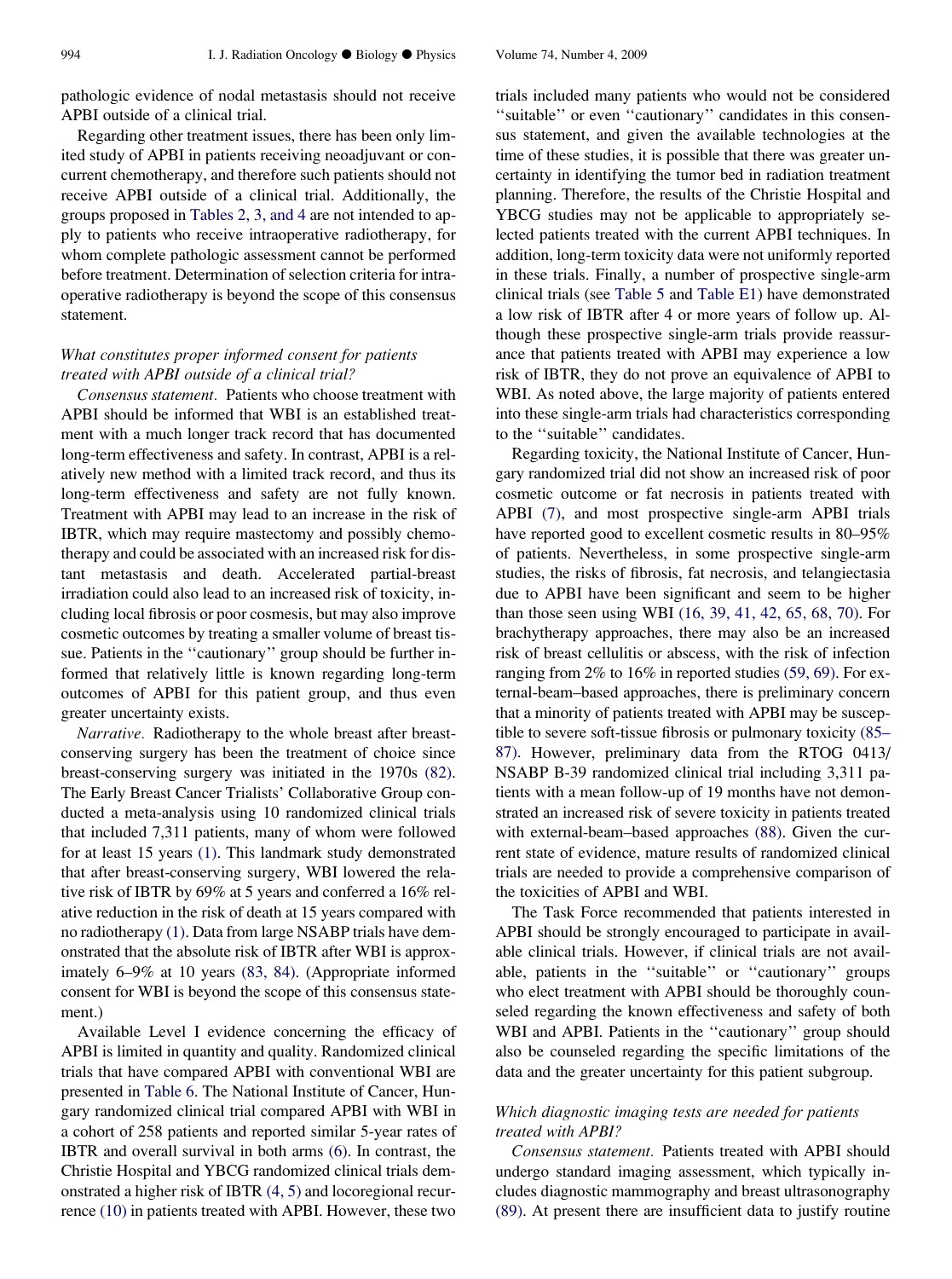pathologic evidence of nodal metastasis should not receive APBI outside of a clinical trial.

Regarding other treatment issues, there has been only limited study of APBI in patients receiving neoadjuvant or concurrent chemotherapy, and therefore such patients should not receive APBI outside of a clinical trial. Additionally, the groups proposed in Tables 2, 3, and 4 are not intended to apply to patients who receive intraoperative radiotherapy, for whom complete pathologic assessment cannot be performed before treatment. Determination of selection criteria for intraoperative radiotherapy is beyond the scope of this consensus statement.

### *What constitutes proper informed consent for patients treated with APBI outside of a clinical trial?*

*Consensus statement.* Patients who choose treatment with APBI should be informed that WBI is an established treatment with a much longer track record that has documented long-term effectiveness and safety. In contrast, APBI is a relatively new method with a limited track record, and thus its long-term effectiveness and safety are not fully known. Treatment with APBI may lead to an increase in the risk of IBTR, which may require mastectomy and possibly chemotherapy and could be associated with an increased risk for distant metastasis and death. Accelerated partial-breast irradiation could also lead to an increased risk of toxicity, including local fibrosis or poor cosmesis, but may also improve cosmetic outcomes by treating a smaller volume of breast tissue. Patients in the ''cautionary'' group should be further informed that relatively little is known regarding long-term outcomes of APBI for this patient group, and thus even greater uncertainty exists.

*Narrative.* Radiotherapy to the whole breast after breast-conserving surgery has been the treatment of choice since breast-conserving surgery was initiated in the 1970s (82). The Early Breast Cancer Trialists' Collaborative Group conducted a meta-analysis using 10 randomized clinical trials that included 7,311 patients, many of whom were followed for at least 15 years (1). This landmark study demonstrated that after breast-conserving surgery, WBI lowered the relative risk of IBTR by 69% at 5 years and conferred a 16% relative reduction in the risk of death at 15 years compared with no radiotherapy (1). Data from large NSABP trials have demonstrated that the absolute risk of IBTR after WBI is approximately 6–9% at 10 years (83, 84). (Appropriate informed consent for WBI is beyond the scope of this consensus statement.)

Available Level I evidence concerning the efficacy of APBI is limited in quantity and quality. Randomized clinical trials that have compared APBI with conventional WBI are presented in Table 6. The National Institute of Cancer, Hungary randomized clinical trial compared APBI with WBI in a cohort of 258 patients and reported similar 5-year rates of IBTR and overall survival in both arms (6). In contrast, the Christie Hospital and YBCG randomized clinical trials demonstrated a higher risk of IBTR (4, 5) and locoregional recurrence (10) in patients treated with APBI. However, these two trials included many patients who would not be considered ''suitable'' or even ''cautionary'' candidates in this consensus statement, and given the available technologies at the time of these studies, it is possible that there was greater uncertainty in identifying the tumor bed in radiation treatment planning. Therefore, the results of the Christie Hospital and YBCG studies may not be applicable to appropriately selected patients treated with the current APBI techniques. In addition, long-term toxicity data were not uniformly reported in these trials. Finally, a number of prospective single-arm clinical trials (see Table 5 and Table E1) have demonstrated a low risk of IBTR after 4 or more years of follow up. Although these prospective single-arm trials provide reassurance that patients treated with APBI may experience a low risk of IBTR, they do not prove an equivalence of APBI to WBI. As noted above, the large majority of patients entered into these single-arm trials had characteristics corresponding to the ''suitable'' candidates.

Regarding toxicity, the National Institute of Cancer, Hungary randomized trial did not show an increased risk of poor cosmetic outcome or fat necrosis in patients treated with APBI (7), and most prospective single-arm APBI trials have reported good to excellent cosmetic results in 80–95% of patients. Nevertheless, in some prospective single-arm studies, the risks of fibrosis, fat necrosis, and telangiectasia due to APBI have been significant and seem to be higher than those seen using WBI (16, 39, 41, 42, 65, 68, 70). For brachytherapy approaches, there may also be an increased risk of breast cellulitis or abscess, with the risk of infection ranging from 2% to 16% in reported studies (59, 69). For external-beam–based approaches, there is preliminary concern that a minority of patients treated with APBI may be susceptible to severe soft-tissue fibrosis or pulmonary toxicity (85–87). However, preliminary data from the RTOG 0413/NSABP B-39 randomized clinical trial including 3,311 patients with a mean follow-up of 19 months have not demonstrated an increased risk of severe toxicity in patients treated with external-beam–based approaches (88). Given the current state of evidence, mature results of randomized clinical trials are needed to provide a comprehensive comparison of the toxicities of APBI and WBI.

The Task Force recommended that patients interested in APBI should be strongly encouraged to participate in available clinical trials. However, if clinical trials are not available, patients in the ''suitable'' or ''cautionary'' groups who elect treatment with APBI should be thoroughly counseled regarding the known effectiveness and safety of both WBI and APBI. Patients in the ''cautionary'' group should also be counseled regarding the specific limitations of the data and the greater uncertainty for this patient subgroup.

### *Which diagnostic imaging tests are needed for patients treated with APBI?*

*Consensus statement.* Patients treated with APBI should undergo standard imaging assessment, which typically includes diagnostic mammography and breast ultrasonography (89). At present there are insufficient data to justify routine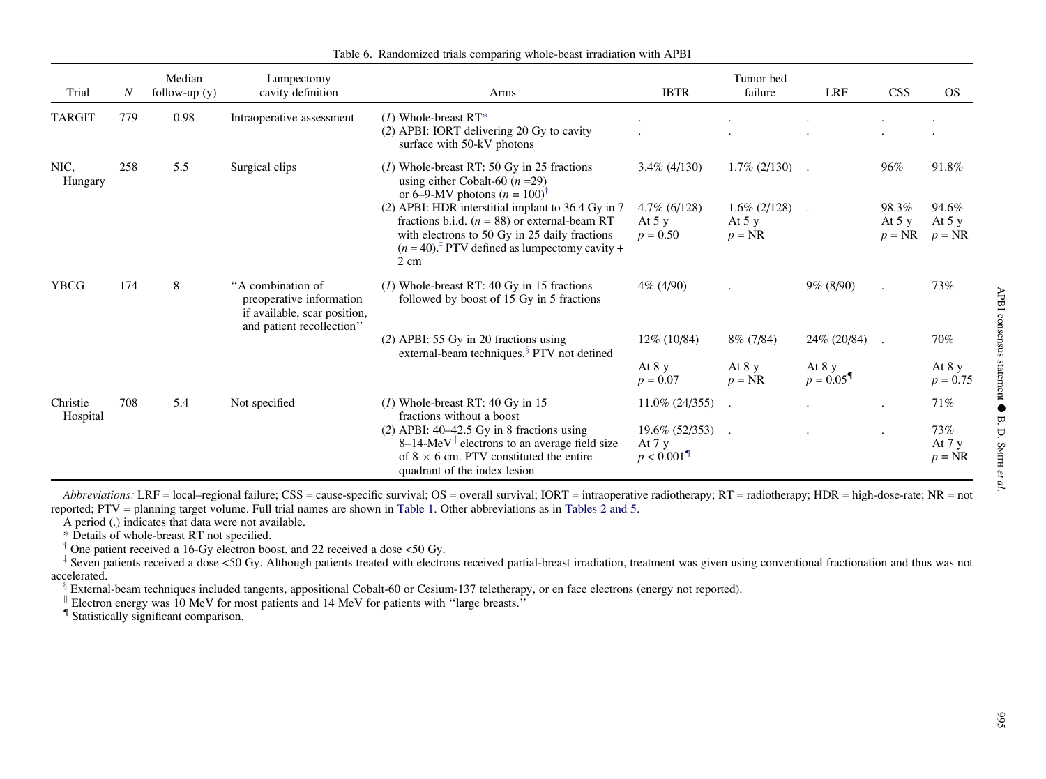Table 6. Randomized trials comparing whole-beast irradiation with APBI

| Trial | $N$ | Median follow-up (y) | Lumpectomy cavity definition | Arms | IBTR | Tumor bed failure | LRF | CSS | OS |
|---|---|---|---|---|---|---|---|---|---|
| TARGIT | 779 | 0.98 | Intraoperative assessment | (*1*) Whole-breast RT* | . | . | . | . | . |
| | | | | (*2*) APBI: IORT delivering 20 Gy to cavity surface with 50-kV photons | . | . | . | . | . |
| NIC, Hungary | 258 | 5.5 | Surgical clips | (*1*) Whole-breast RT: 50 Gy in 25 fractions using either Cobalt-60 ($n$ =29) or 6–9-MV photons ($n$ = 100)[†] | 3.4% (4/130) | 1.7% (2/130) | . | 96% | 91.8% |
| | | | | (*2*) APBI: HDR interstitial implant to 36.4 Gy in 7 fractions b.i.d. ($n$ = 88) or external-beam RT with electrons to 50 Gy in 25 daily fractions ($n$ = 40).[‡] PTV defined as lumpectomy cavity + 2 cm | 4.7% (6/128) At 5 y $p$ = 0.50 | 1.6% (2/128) At 5 y $p$ = NR | . | 98.3% At 5 y $p$ = NR | 94.6% At 5 y $p$ = NR |
| YBCG | 174 | 8 | "A combination of preoperative information if available, scar position, and patient recollection" | (*1*) Whole-breast RT: 40 Gy in 15 fractions followed by boost of 15 Gy in 5 fractions | 4% (4/90) | . | 9% (8/90) | . | 73% |
| | | | | (*2*) APBI: 55 Gy in 20 fractions using external-beam techniques.[§] PTV not defined | 12% (10/84) At 8 y $p$ = 0.07 | 8% (7/84) At 8 y $p$ = NR | 24% (20/84) At 8 y $p$ = 0.05[¶] | . | 70% At 8 y $p$ = 0.75 |
| Christie Hospital | 708 | 5.4 | Not specified | (*1*) Whole-breast RT: 40 Gy in 15 fractions without a boost | 11.0% (24/355) | . | . | . | 71% |
| | | | | (*2*) APBI: 40–42.5 Gy in 8 fractions using 8–14-MeV[‖] electrons to an average field size of 8 × 6 cm. PTV constituted the entire quadrant of the index lesion | 19.6% (52/353) At 7 y $p$ < 0.001[¶] | . | . | . | 73% At 7 y $p$ = NR |

*Abbreviations:* LRF = local–regional failure; CSS = cause-specific survival; OS = overall survival; IORT = intraoperative radiotherapy; RT = radiotherapy; HDR = high-dose-rate; NR = not reported; PTV = planning target volume. Full trial names are shown in Table 1. Other abbreviations as in Tables 2 and 5.

A period (.) indicates that data were not available.

\* Details of whole-breast RT not specified.

[†] One patient received a 16-Gy electron boost, and 22 received a dose <50 Gy.

[‡] Seven patients received a dose <50 Gy. Although patients treated with electrons received partial-breast irradiation, treatment was given using conventional fractionation and thus was not accelerated.

[§] External-beam techniques included tangents, appositional Cobalt-60 or Cesium-137 teletherapy, or en face electrons (energy not reported).

[‖] Electron energy was 10 MeV for most patients and 14 MeV for patients with "large breasts."

[¶] Statistically significant comparison.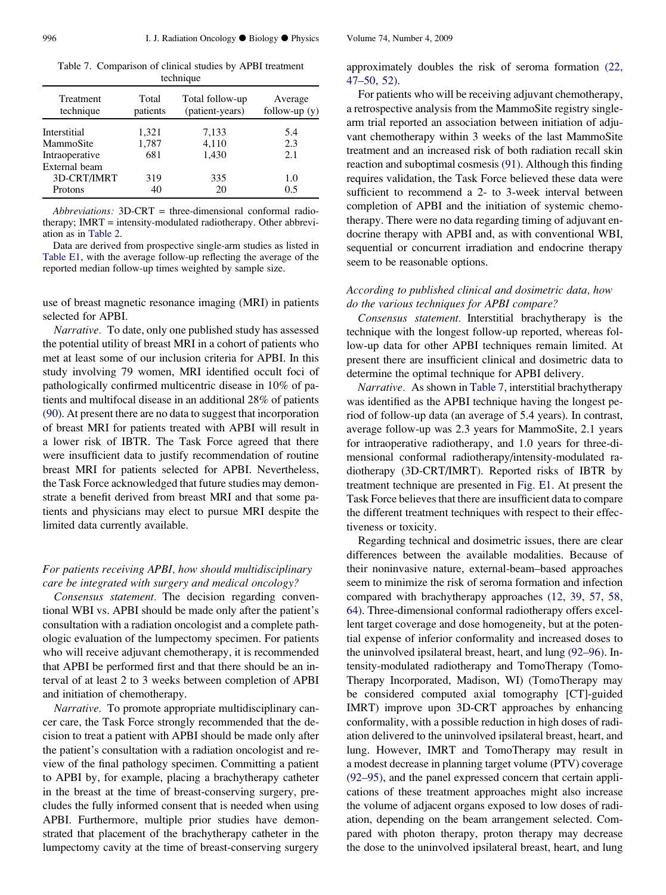Table 7. Comparison of clinical studies by APBI treatment technique

| Treatment technique | Total patients | Total follow-up (patient-years) | Average follow-up (y) |
|---|---|---|---|
| Interstitial | 1,321 | 7,133 | 5.4 |
| MammoSite | 1,787 | 4,110 | 2.3 |
| Intraoperative | 681 | 1,430 | 2.1 |
| External beam | | | |
| 3D-CRT/IMRT | 319 | 335 | 1.0 |
| Protons | 40 | 20 | 0.5 |

*Abbreviations:* 3D-CRT = three-dimensional conformal radiotherapy; IMRT = intensity-modulated radiotherapy. Other abbreviation as in Table 2.

Data are derived from prospective single-arm studies as listed in Table E1, with the average follow-up reflecting the average of the reported median follow-up times weighted by sample size.

use of breast magnetic resonance imaging (MRI) in patients selected for APBI.

*Narrative.* To date, only one published study has assessed the potential utility of breast MRI in a cohort of patients who met at least some of our inclusion criteria for APBI. In this study involving 79 women, MRI identified occult foci of pathologically confirmed multicentric disease in 10% of patients and multifocal disease in an additional 28% of patients (90). At present there are no data to suggest that incorporation of breast MRI for patients treated with APBI will result in a lower risk of IBTR. The Task Force agreed that there were insufficient data to justify recommendation of routine breast MRI for patients selected for APBI. Nevertheless, the Task Force acknowledged that future studies may demonstrate a benefit derived from breast MRI and that some patients and physicians may elect to pursue MRI despite the limited data currently available.

### *For patients receiving APBI, how should multidisciplinary care be integrated with surgery and medical oncology?*

*Consensus statement.* The decision regarding conventional WBI vs. APBI should be made only after the patient's consultation with a radiation oncologist and a complete pathologic evaluation of the lumpectomy specimen. For patients who will receive adjuvant chemotherapy, it is recommended that APBI be performed first and that there should be an interval of at least 2 to 3 weeks between completion of APBI and initiation of chemotherapy.

*Narrative.* To promote appropriate multidisciplinary cancer care, the Task Force strongly recommended that the decision to treat a patient with APBI should be made only after the patient's consultation with a radiation oncologist and review of the final pathology specimen. Committing a patient to APBI by, for example, placing a brachytherapy catheter in the breast at the time of breast-conserving surgery, precludes the fully informed consent that is needed when using APBI. Furthermore, multiple prior studies have demonstrated that placement of the brachytherapy catheter in the lumpectomy cavity at the time of breast-conserving surgery approximately doubles the risk of seroma formation (22, 47–50, 52).

For patients who will be receiving adjuvant chemotherapy, a retrospective analysis from the MammoSite registry single-arm trial reported an association between initiation of adjuvant chemotherapy within 3 weeks of the last MammoSite treatment and an increased risk of both radiation recall skin reaction and suboptimal cosmesis (91). Although this finding requires validation, the Task Force believed these data were sufficient to recommend a 2- to 3-week interval between completion of APBI and the initiation of systemic chemotherapy. There were no data regarding timing of adjuvant endocrine therapy with APBI and, as with conventional WBI, sequential or concurrent irradiation and endocrine therapy seem to be reasonable options.

### *According to published clinical and dosimetric data, how do the various techniques for APBI compare?*

*Consensus statement.* Interstitial brachytherapy is the technique with the longest follow-up reported, whereas follow-up data for other APBI techniques remain limited. At present there are insufficient clinical and dosimetric data to determine the optimal technique for APBI delivery.

*Narrative.* As shown in Table 7, interstitial brachytherapy was identified as the APBI technique having the longest period of follow-up data (an average of 5.4 years). In contrast, average follow-up was 2.3 years for MammoSite, 2.1 years for intraoperative radiotherapy, and 1.0 years for three-dimensional conformal radiotherapy/intensity-modulated radiotherapy (3D-CRT/IMRT). Reported risks of IBTR by treatment technique are presented in Fig. E1. At present the Task Force believes that there are insufficient data to compare the different treatment techniques with respect to their effectiveness or toxicity.

Regarding technical and dosimetric issues, there are clear differences between the available modalities. Because of their noninvasive nature, external-beam–based approaches seem to minimize the risk of seroma formation and infection compared with brachytherapy approaches (12, 39, 57, 58, 64). Three-dimensional conformal radiotherapy offers excellent target coverage and dose homogeneity, but at the potential expense of inferior conformality and increased doses to the uninvolved ipsilateral breast, heart, and lung (92–96). Intensity-modulated radiotherapy and TomoTherapy (TomoTherapy Incorporated, Madison, WI) (TomoTherapy may be considered computed axial tomography [CT]-guided IMRT) improve upon 3D-CRT approaches by enhancing conformality, with a possible reduction in high doses of radiation delivered to the uninvolved ipsilateral breast, heart, and lung. However, IMRT and TomoTherapy may result in a modest decrease in planning target volume (PTV) coverage (92–95), and the panel expressed concern that certain applications of these treatment approaches might also increase the volume of adjacent organs exposed to low doses of radiation, depending on the beam arrangement selected. Compared with photon therapy, proton therapy may decrease the dose to the uninvolved ipsilateral breast, heart, and lung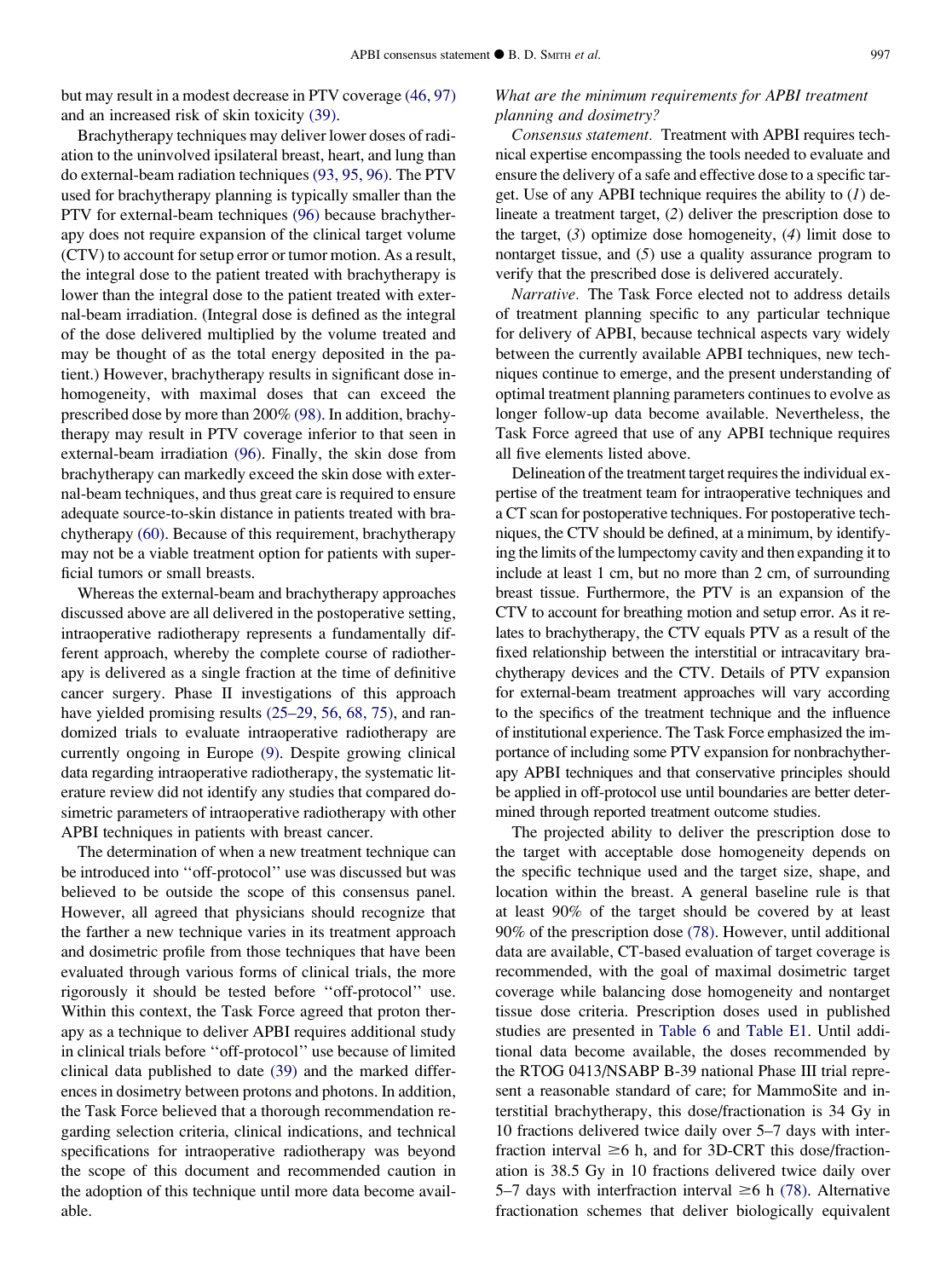but may result in a modest decrease in PTV coverage (46, 97) and an increased risk of skin toxicity (39).

Brachytherapy techniques may deliver lower doses of radiation to the uninvolved ipsilateral breast, heart, and lung than do external-beam radiation techniques (93, 95, 96). The PTV used for brachytherapy planning is typically smaller than the PTV for external-beam techniques (96) because brachytherapy does not require expansion of the clinical target volume (CTV) to account for setup error or tumor motion. As a result, the integral dose to the patient treated with brachytherapy is lower than the integral dose to the patient treated with external-beam irradiation. (Integral dose is defined as the integral of the dose delivered multiplied by the volume treated and may be thought of as the total energy deposited in the patient.) However, brachytherapy results in significant dose inhomogeneity, with maximal doses that can exceed the prescribed dose by more than 200% (98). In addition, brachytherapy may result in PTV coverage inferior to that seen in external-beam irradiation (96). Finally, the skin dose from brachytherapy can markedly exceed the skin dose with external-beam techniques, and thus great care is required to ensure adequate source-to-skin distance in patients treated with brachytherapy (60). Because of this requirement, brachytherapy may not be a viable treatment option for patients with superficial tumors or small breasts.

Whereas the external-beam and brachytherapy approaches discussed above are all delivered in the postoperative setting, intraoperative radiotherapy represents a fundamentally different approach, whereby the complete course of radiotherapy is delivered as a single fraction at the time of definitive cancer surgery. Phase II investigations of this approach have yielded promising results (25–29, 56, 68, 75), and randomized trials to evaluate intraoperative radiotherapy are currently ongoing in Europe (9). Despite growing clinical data regarding intraoperative radiotherapy, the systematic literature review did not identify any studies that compared dosimetric parameters of intraoperative radiotherapy with other APBI techniques in patients with breast cancer.

The determination of when a new treatment technique can be introduced into ''off-protocol'' use was discussed but was believed to be outside the scope of this consensus panel. However, all agreed that physicians should recognize that the farther a new technique varies in its treatment approach and dosimetric profile from those techniques that have been evaluated through various forms of clinical trials, the more rigorously it should be tested before ''off-protocol'' use. Within this context, the Task Force agreed that proton therapy as a technique to deliver APBI requires additional study in clinical trials before ''off-protocol'' use because of limited clinical data published to date (39) and the marked differences in dosimetry between protons and photons. In addition, the Task Force believed that a thorough recommendation regarding selection criteria, clinical indications, and technical specifications for intraoperative radiotherapy was beyond the scope of this document and recommended caution in the adoption of this technique until more data become available.

*What are the minimum requirements for APBI treatment planning and dosimetry?*

*Consensus statement.* Treatment with APBI requires technical expertise encompassing the tools needed to evaluate and ensure the delivery of a safe and effective dose to a specific target. Use of any APBI technique requires the ability to (*1*) delineate a treatment target, (*2*) deliver the prescription dose to the target, (*3*) optimize dose homogeneity, (*4*) limit dose to nontarget tissue, and (*5*) use a quality assurance program to verify that the prescribed dose is delivered accurately.

*Narrative.* The Task Force elected not to address details of treatment planning specific to any particular technique for delivery of APBI, because technical aspects vary widely between the currently available APBI techniques, new techniques continue to emerge, and the present understanding of optimal treatment planning parameters continues to evolve as longer follow-up data become available. Nevertheless, the Task Force agreed that use of any APBI technique requires all five elements listed above.

Delineation of the treatment target requires the individual expertise of the treatment team for intraoperative techniques and a CT scan for postoperative techniques. For postoperative techniques, the CTV should be defined, at a minimum, by identifying the limits of the lumpectomy cavity and then expanding it to include at least 1 cm, but no more than 2 cm, of surrounding breast tissue. Furthermore, the PTV is an expansion of the CTV to account for breathing motion and setup error. As it relates to brachytherapy, the CTV equals PTV as a result of the fixed relationship between the interstitial or intracavitary brachytherapy devices and the CTV. Details of PTV expansion for external-beam treatment approaches will vary according to the specifics of the treatment technique and the influence of institutional experience. The Task Force emphasized the importance of including some PTV expansion for nonbrachytherapy APBI techniques and that conservative principles should be applied in off-protocol use until boundaries are better determined through reported treatment outcome studies.

The projected ability to deliver the prescription dose to the target with acceptable dose homogeneity depends on the specific technique used and the target size, shape, and location within the breast. A general baseline rule is that at least 90% of the target should be covered by at least 90% of the prescription dose (78). However, until additional data are available, CT-based evaluation of target coverage is recommended, with the goal of maximal dosimetric target coverage while balancing dose homogeneity and nontarget tissue dose criteria. Prescription doses used in published studies are presented in Table 6 and Table E1. Until additional data become available, the doses recommended by the RTOG 0413/NSABP B-39 national Phase III trial represent a reasonable standard of care; for MammoSite and interstitial brachytherapy, this dose/fractionation is 34 Gy in 10 fractions delivered twice daily over 5–7 days with interfraction interval $\geq$6 h, and for 3D-CRT this dose/fractionation is 38.5 Gy in 10 fractions delivered twice daily over 5–7 days with interfraction interval $\geq$6 h (78). Alternative fractionation schemes that deliver biologically equivalent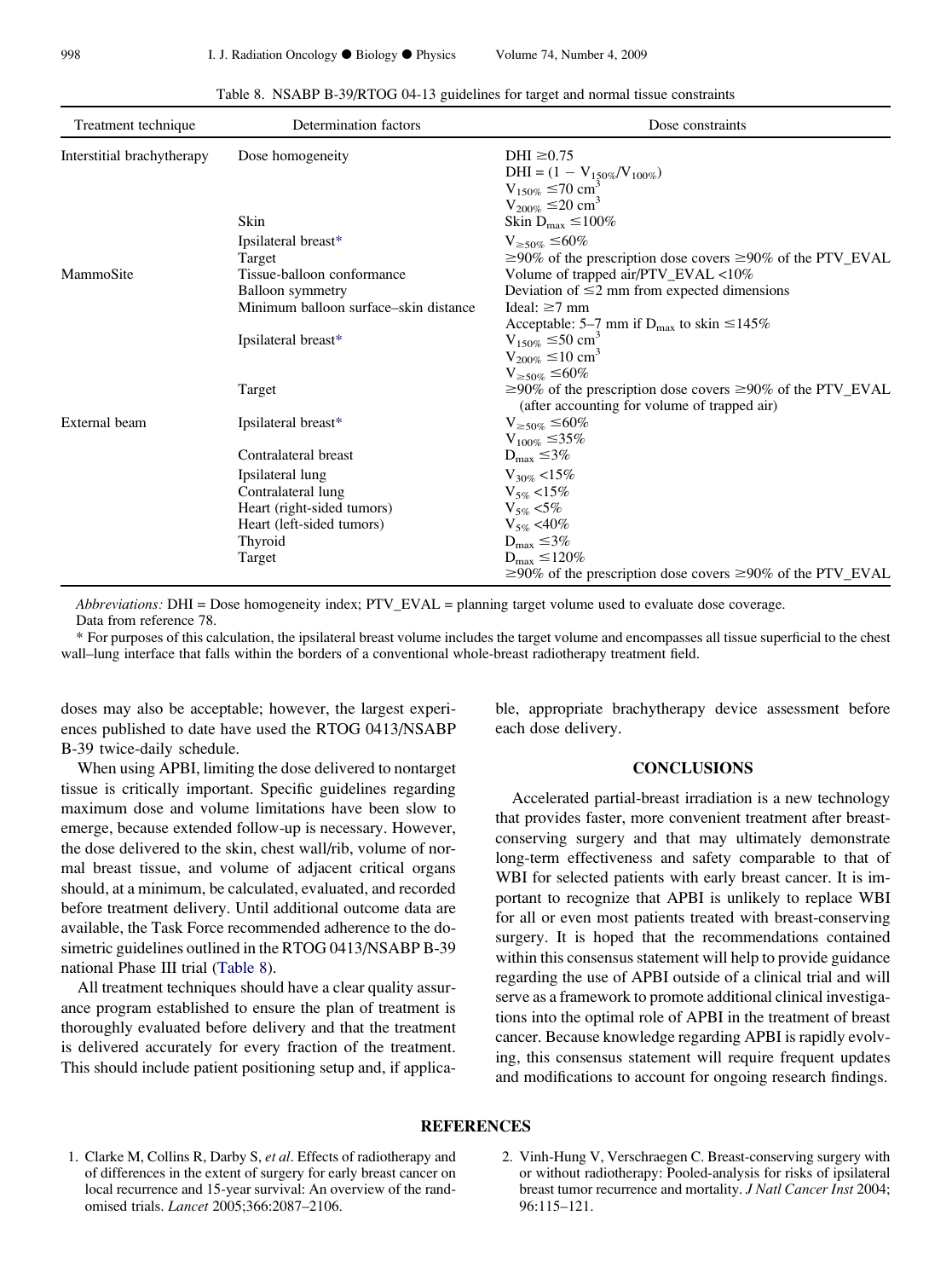Table 8. NSABP B-39/RTOG 04-13 guidelines for target and normal tissue constraints

| Treatment technique | Determination factors | Dose constraints |
|---|---|---|
| Interstitial brachytherapy | Dose homogeneity | DHI $\geq$0.75<br>DHI = $(1 - V_{150\%}/V_{100\%})$<br>$V_{150\%} \leq 70$ cm$^3$<br>$V_{200\%} \leq 20$ cm$^3$ |
| | Skin | Skin $D_{max} \leq 100\%$ |
| | Ipsilateral breast* | $V_{\geq 50\%} \leq 60\%$ |
| | Target | $\geq$90% of the prescription dose covers $\geq$90% of the PTV_EVAL |
| MammoSite | Tissue-balloon conformance | Volume of trapped air/PTV_EVAL <10% |
| | Balloon symmetry | Deviation of $\leq$2 mm from expected dimensions |
| | Minimum balloon surface–skin distance | Ideal: $\geq$7 mm<br>Acceptable: 5–7 mm if $D_{max}$ to skin $\leq$145% |
| | Ipsilateral breast* | $V_{150\%} \leq 50$ cm$^3$<br>$V_{200\%} \leq 10$ cm$^3$<br>$V_{\geq 50\%} \leq 60\%$ |
| | Target | $\geq$90% of the prescription dose covers $\geq$90% of the PTV_EVAL (after accounting for volume of trapped air) |
| External beam | Ipsilateral breast* | $V_{\geq 50\%} \leq 60\%$<br>$V_{100\%} \leq 35\%$ |
| | Contralateral breast | $D_{max} \leq 3\%$ |
| | Ipsilateral lung | $V_{30\%} < 15\%$ |
| | Contralateral lung | $V_{5\%} < 15\%$ |
| | Heart (right-sided tumors) | $V_{5\%} < 5\%$ |
| | Heart (left-sided tumors) | $V_{5\%} < 40\%$ |
| | Thyroid | $D_{max} \leq 3\%$ |
| | Target | $D_{max} \leq 120\%$<br>$\geq$90% of the prescription dose covers $\geq$90% of the PTV_EVAL |

*Abbreviations:* DHI = Dose homogeneity index; PTV_EVAL = planning target volume used to evaluate dose coverage.
Data from reference 78.
* For purposes of this calculation, the ipsilateral breast volume includes the target volume and encompasses all tissue superficial to the chest wall–lung interface that falls within the borders of a conventional whole-breast radiotherapy treatment field.

doses may also be acceptable; however, the largest experiences published to date have used the RTOG 0413/NSABP B-39 twice-daily schedule.

When using APBI, limiting the dose delivered to nontarget tissue is critically important. Specific guidelines regarding maximum dose and volume limitations have been slow to emerge, because extended follow-up is necessary. However, the dose delivered to the skin, chest wall/rib, volume of normal breast tissue, and volume of adjacent critical organs should, at a minimum, be calculated, evaluated, and recorded before treatment delivery. Until additional outcome data are available, the Task Force recommended adherence to the dosimetric guidelines outlined in the RTOG 0413/NSABP B-39 national Phase III trial (Table 8).

All treatment techniques should have a clear quality assurance program established to ensure the plan of treatment is thoroughly evaluated before delivery and that the treatment is delivered accurately for every fraction of the treatment. This should include patient positioning setup and, if applicable, appropriate brachytherapy device assessment before each dose delivery.

## CONCLUSIONS

Accelerated partial-breast irradiation is a new technology that provides faster, more convenient treatment after breast-conserving surgery and that may ultimately demonstrate long-term effectiveness and safety comparable to that of WBI for selected patients with early breast cancer. It is important to recognize that APBI is unlikely to replace WBI for all or even most patients treated with breast-conserving surgery. It is hoped that the recommendations contained within this consensus statement will help to provide guidance regarding the use of APBI outside of a clinical trial and will serve as a framework to promote additional clinical investigations into the optimal role of APBI in the treatment of breast cancer. Because knowledge regarding APBI is rapidly evolving, this consensus statement will require frequent updates and modifications to account for ongoing research findings.

## REFERENCES

1. Clarke M, Collins R, Darby S, *et al*. Effects of radiotherapy and of differences in the extent of surgery for early breast cancer on local recurrence and 15-year survival: An overview of the randomised trials. *Lancet* 2005;366:2087–2106.
2. Vinh-Hung V, Verschraegen C. Breast-conserving surgery with or without radiotherapy: Pooled-analysis for risks of ipsilateral breast tumor recurrence and mortality. *J Natl Cancer Inst* 2004; 96:115–121.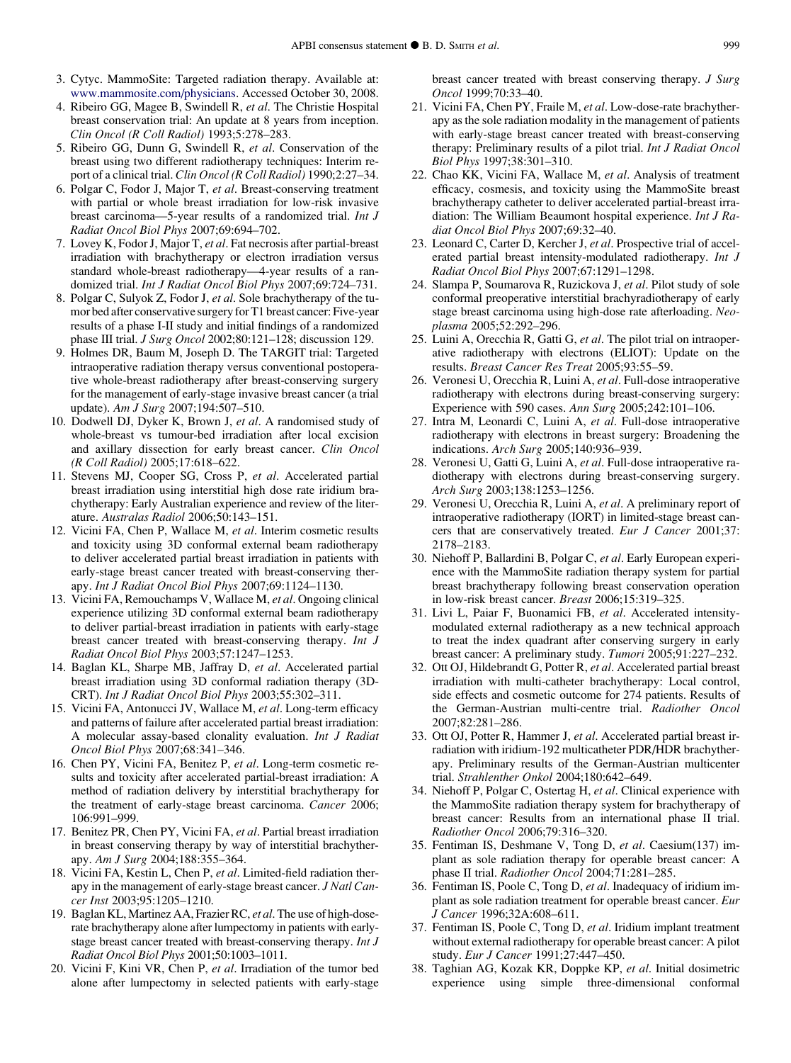3. Cytyc. MammoSite: Targeted radiation therapy. Available at: www.mammosite.com/physicians. Accessed October 30, 2008.
4. Ribeiro GG, Magee B, Swindell R, *et al*. The Christie Hospital breast conservation trial: An update at 8 years from inception. *Clin Oncol (R Coll Radiol)* 1993;5:278–283.
5. Ribeiro GG, Dunn G, Swindell R, *et al*. Conservation of the breast using two different radiotherapy techniques: Interim report of a clinical trial. *Clin Oncol (R Coll Radiol)* 1990;2:27–34.
6. Polgar C, Fodor J, Major T, *et al*. Breast-conserving treatment with partial or whole breast irradiation for low-risk invasive breast carcinoma—5-year results of a randomized trial. *Int J Radiat Oncol Biol Phys* 2007;69:694–702.
7. Lovey K, Fodor J, Major T, *et al*. Fat necrosis after partial-breast irradiation with brachytherapy or electron irradiation versus standard whole-breast radiotherapy—4-year results of a randomized trial. *Int J Radiat Oncol Biol Phys* 2007;69:724–731.
8. Polgar C, Sulyok Z, Fodor J, *et al*. Sole brachytherapy of the tumor bed after conservative surgery for T1 breast cancer: Five-year results of a phase I-II study and initial findings of a randomized phase III trial. *J Surg Oncol* 2002;80:121–128; discussion 129.
9. Holmes DR, Baum M, Joseph D. The TARGIT trial: Targeted intraoperative radiation therapy versus conventional postoperative whole-breast radiotherapy after breast-conserving surgery for the management of early-stage invasive breast cancer (a trial update). *Am J Surg* 2007;194:507–510.
10. Dodwell DJ, Dyker K, Brown J, *et al*. A randomised study of whole-breast vs tumour-bed irradiation after local excision and axillary dissection for early breast cancer. *Clin Oncol (R Coll Radiol)* 2005;17:618–622.
11. Stevens MJ, Cooper SG, Cross P, *et al*. Accelerated partial breast irradiation using interstitial high dose rate iridium brachytherapy: Early Australian experience and review of the literature. *Australas Radiol* 2006;50:143–151.
12. Vicini FA, Chen P, Wallace M, *et al*. Interim cosmetic results and toxicity using 3D conformal external beam radiotherapy to deliver accelerated partial breast irradiation in patients with early-stage breast cancer treated with breast-conserving therapy. *Int J Radiat Oncol Biol Phys* 2007;69:1124–1130.
13. Vicini FA, Remouchamps V, Wallace M, *et al*. Ongoing clinical experience utilizing 3D conformal external beam radiotherapy to deliver partial-breast irradiation in patients with early-stage breast cancer treated with breast-conserving therapy. *Int J Radiat Oncol Biol Phys* 2003;57:1247–1253.
14. Baglan KL, Sharpe MB, Jaffray D, *et al*. Accelerated partial breast irradiation using 3D conformal radiation therapy (3D-CRT). *Int J Radiat Oncol Biol Phys* 2003;55:302–311.
15. Vicini FA, Antonucci JV, Wallace M, *et al*. Long-term efficacy and patterns of failure after accelerated partial breast irradiation: A molecular assay-based clonality evaluation. *Int J Radiat Oncol Biol Phys* 2007;68:341–346.
16. Chen PY, Vicini FA, Benitez P, *et al*. Long-term cosmetic results and toxicity after accelerated partial-breast irradiation: A method of radiation delivery by interstitial brachytherapy for the treatment of early-stage breast carcinoma. *Cancer* 2006; 106:991–999.
17. Benitez PR, Chen PY, Vicini FA, *et al*. Partial breast irradiation in breast conserving therapy by way of interstitial brachytherapy. *Am J Surg* 2004;188:355–364.
18. Vicini FA, Kestin L, Chen P, *et al*. Limited-field radiation therapy in the management of early-stage breast cancer. *J Natl Cancer Inst* 2003;95:1205–1210.
19. Baglan KL, Martinez AA, Frazier RC, *et al*. The use of high-dose-rate brachytherapy alone after lumpectomy in patients with early-stage breast cancer treated with breast-conserving therapy. *Int J Radiat Oncol Biol Phys* 2001;50:1003–1011.
20. Vicini F, Kini VR, Chen P, *et al*. Irradiation of the tumor bed alone after lumpectomy in selected patients with early-stage breast cancer treated with breast conserving therapy. *J Surg Oncol* 1999;70:33–40.
21. Vicini FA, Chen PY, Fraile M, *et al*. Low-dose-rate brachytherapy as the sole radiation modality in the management of patients with early-stage breast cancer treated with breast-conserving therapy: Preliminary results of a pilot trial. *Int J Radiat Oncol Biol Phys* 1997;38:301–310.
22. Chao KK, Vicini FA, Wallace M, *et al*. Analysis of treatment efficacy, cosmesis, and toxicity using the MammoSite breast brachytherapy catheter to deliver accelerated partial-breast irradiation: The William Beaumont hospital experience. *Int J Radiat Oncol Biol Phys* 2007;69:32–40.
23. Leonard C, Carter D, Kercher J, *et al*. Prospective trial of accelerated partial breast intensity-modulated radiotherapy. *Int J Radiat Oncol Biol Phys* 2007;67:1291–1298.
24. Slampa P, Soumarova R, Ruzickova J, *et al*. Pilot study of sole conformal preoperative interstitial brachyradiotherapy of early stage breast carcinoma using high-dose rate afterloading. *Neoplasma* 2005;52:292–296.
25. Luini A, Orecchia R, Gatti G, *et al*. The pilot trial on intraoperative radiotherapy with electrons (ELIOT): Update on the results. *Breast Cancer Res Treat* 2005;93:55–59.
26. Veronesi U, Orecchia R, Luini A, *et al*. Full-dose intraoperative radiotherapy with electrons during breast-conserving surgery: Experience with 590 cases. *Ann Surg* 2005;242:101–106.
27. Intra M, Leonardi C, Luini A, *et al*. Full-dose intraoperative radiotherapy with electrons in breast surgery: Broadening the indications. *Arch Surg* 2005;140:936–939.
28. Veronesi U, Gatti G, Luini A, *et al*. Full-dose intraoperative radiotherapy with electrons during breast-conserving surgery. *Arch Surg* 2003;138:1253–1256.
29. Veronesi U, Orecchia R, Luini A, *et al*. A preliminary report of intraoperative radiotherapy (IORT) in limited-stage breast cancers that are conservatively treated. *Eur J Cancer* 2001;37: 2178–2183.
30. Niehoff P, Ballardini B, Polgar C, *et al*. Early European experience with the MammoSite radiation therapy system for partial breast brachytherapy following breast conservation operation in low-risk breast cancer. *Breast* 2006;15:319–325.
31. Livi L, Paiar F, Buonamici FB, *et al*. Accelerated intensity-modulated external radiotherapy as a new technical approach to treat the index quadrant after conserving surgery in early breast cancer: A preliminary study. *Tumori* 2005;91:227–232.
32. Ott OJ, Hildebrandt G, Potter R, *et al*. Accelerated partial breast irradiation with multi-catheter brachytherapy: Local control, side effects and cosmetic outcome for 274 patients. Results of the German-Austrian multi-centre trial. *Radiother Oncol* 2007;82:281–286.
33. Ott OJ, Potter R, Hammer J, *et al*. Accelerated partial breast irradiation with iridium-192 multicatheter PDR/HDR brachytherapy. Preliminary results of the German-Austrian multicenter trial. *Strahlenther Onkol* 2004;180:642–649.
34. Niehoff P, Polgar C, Ostertag H, *et al*. Clinical experience with the MammoSite radiation therapy system for brachytherapy of breast cancer: Results from an international phase II trial. *Radiother Oncol* 2006;79:316–320.
35. Fentiman IS, Deshmane V, Tong D, *et al*. Caesium(137) implant as sole radiation therapy for operable breast cancer: A phase II trial. *Radiother Oncol* 2004;71:281–285.
36. Fentiman IS, Poole C, Tong D, *et al*. Inadequacy of iridium implant as sole radiation treatment for operable breast cancer. *Eur J Cancer* 1996;32A:608–611.
37. Fentiman IS, Poole C, Tong D, *et al*. Iridium implant treatment without external radiotherapy for operable breast cancer: A pilot study. *Eur J Cancer* 1991;27:447–450.
38. Taghian AG, Kozak KR, Doppke KP, *et al*. Initial dosimetric experience using simple three-dimensional conformal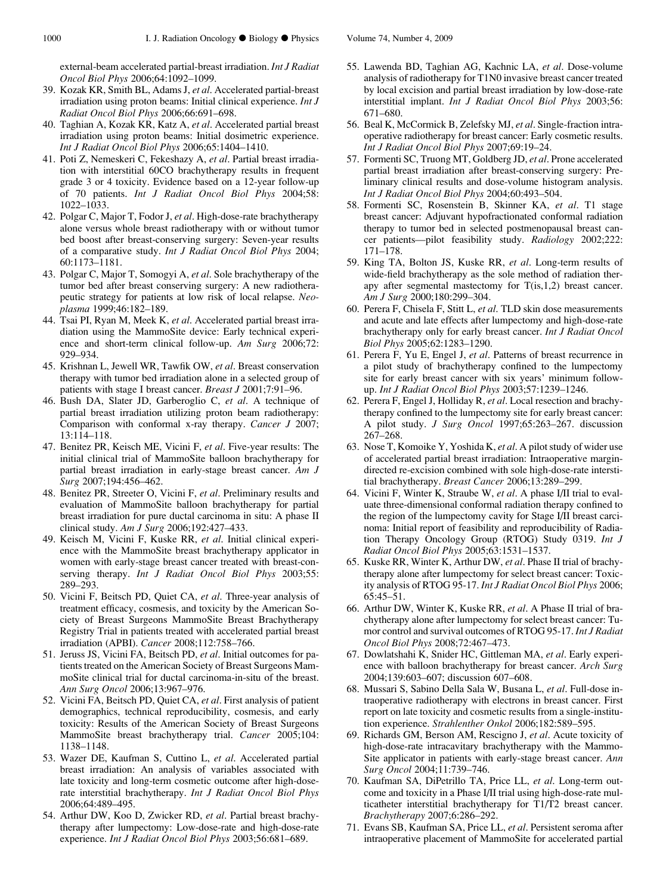external-beam accelerated partial-breast irradiation. *Int J Radiat Oncol Biol Phys* 2006;64:1092–1099.

39. Kozak KR, Smith BL, Adams J, *et al*. Accelerated partial-breast irradiation using proton beams: Initial clinical experience. *Int J Radiat Oncol Biol Phys* 2006;66:691–698.
40. Taghian A, Kozak KR, Katz A, *et al*. Accelerated partial breast irradiation using proton beams: Initial dosimetric experience. *Int J Radiat Oncol Biol Phys* 2006;65:1404–1410.
41. Poti Z, Nemeskeri C, Fekeshazy A, *et al*. Partial breast irradiation with interstitial 60CO brachytherapy results in frequent grade 3 or 4 toxicity. Evidence based on a 12-year follow-up of 70 patients. *Int J Radiat Oncol Biol Phys* 2004;58: 1022–1033.
42. Polgar C, Major T, Fodor J, *et al*. High-dose-rate brachytherapy alone versus whole breast radiotherapy with or without tumor bed boost after breast-conserving surgery: Seven-year results of a comparative study. *Int J Radiat Oncol Biol Phys* 2004; 60:1173–1181.
43. Polgar C, Major T, Somogyi A, *et al*. Sole brachytherapy of the tumor bed after breast conserving surgery: A new radiotherapeutic strategy for patients at low risk of local relapse. *Neoplasma* 1999;46:182–189.
44. Tsai PI, Ryan M, Meek K, *et al*. Accelerated partial breast irradiation using the MammoSite device: Early technical experience and short-term clinical follow-up. *Am Surg* 2006;72: 929–934.
45. Krishnan L, Jewell WR, Tawfik OW, *et al*. Breast conservation therapy with tumor bed irradiation alone in a selected group of patients with stage I breast cancer. *Breast J* 2001;7:91–96.
46. Bush DA, Slater JD, Garberoglio C, *et al*. A technique of partial breast irradiation utilizing proton beam radiotherapy: Comparison with conformal x-ray therapy. *Cancer J* 2007; 13:114–118.
47. Benitez PR, Keisch ME, Vicini F, *et al*. Five-year results: The initial clinical trial of MammoSite balloon brachytherapy for partial breast irradiation in early-stage breast cancer. *Am J Surg* 2007;194:456–462.
48. Benitez PR, Streeter O, Vicini F, *et al*. Preliminary results and evaluation of MammoSite balloon brachytherapy for partial breast irradiation for pure ductal carcinoma in situ: A phase II clinical study. *Am J Surg* 2006;192:427–433.
49. Keisch M, Vicini F, Kuske RR, *et al*. Initial clinical experience with the MammoSite breast brachytherapy applicator in women with early-stage breast cancer treated with breast-conserving therapy. *Int J Radiat Oncol Biol Phys* 2003;55: 289–293.
50. Vicini F, Beitsch PD, Quiet CA, *et al*. Three-year analysis of treatment efficacy, cosmesis, and toxicity by the American Society of Breast Surgeons MammoSite Breast Brachytherapy Registry Trial in patients treated with accelerated partial breast irradiation (APBI). *Cancer* 2008;112:758–766.
51. Jeruss JS, Vicini FA, Beitsch PD, *et al*. Initial outcomes for patients treated on the American Society of Breast Surgeons MammoSite clinical trial for ductal carcinoma-in-situ of the breast. *Ann Surg Oncol* 2006;13:967–976.
52. Vicini FA, Beitsch PD, Quiet CA, *et al*. First analysis of patient demographics, technical reproducibility, cosmesis, and early toxicity: Results of the American Society of Breast Surgeons MammoSite breast brachytherapy trial. *Cancer* 2005;104: 1138–1148.
53. Wazer DE, Kaufman S, Cuttino L, *et al*. Accelerated partial breast irradiation: An analysis of variables associated with late toxicity and long-term cosmetic outcome after high-dose-rate interstitial brachytherapy. *Int J Radiat Oncol Biol Phys* 2006;64:489–495.
54. Arthur DW, Koo D, Zwicker RD, *et al*. Partial breast brachytherapy after lumpectomy: Low-dose-rate and high-dose-rate experience. *Int J Radiat Oncol Biol Phys* 2003;56:681–689.
55. Lawenda BD, Taghian AG, Kachnic LA, *et al*. Dose-volume analysis of radiotherapy for T1N0 invasive breast cancer treated by local excision and partial breast irradiation by low-dose-rate interstitial implant. *Int J Radiat Oncol Biol Phys* 2003;56: 671–680.
56. Beal K, McCormick B, Zelefsky MJ, *et al*. Single-fraction intraoperative radiotherapy for breast cancer: Early cosmetic results. *Int J Radiat Oncol Biol Phys* 2007;69:19–24.
57. Formenti SC, Truong MT, Goldberg JD, *et al*. Prone accelerated partial breast irradiation after breast-conserving surgery: Preliminary clinical results and dose-volume histogram analysis. *Int J Radiat Oncol Biol Phys* 2004;60:493–504.
58. Formenti SC, Rosenstein B, Skinner KA, *et al*. T1 stage breast cancer: Adjuvant hypofractionated conformal radiation therapy to tumor bed in selected postmenopausal breast cancer patients—pilot feasibility study. *Radiology* 2002;222: 171–178.
59. King TA, Bolton JS, Kuske RR, *et al*. Long-term results of wide-field brachytherapy as the sole method of radiation therapy after segmental mastectomy for T(is,1,2) breast cancer. *Am J Surg* 2000;180:299–304.
60. Perera F, Chisela F, Stitt L, *et al*. TLD skin dose measurements and acute and late effects after lumpectomy and high-dose-rate brachytherapy only for early breast cancer. *Int J Radiat Oncol Biol Phys* 2005;62:1283–1290.
61. Perera F, Yu E, Engel J, *et al*. Patterns of breast recurrence in a pilot study of brachytherapy confined to the lumpectomy site for early breast cancer with six years' minimum follow-up. *Int J Radiat Oncol Biol Phys* 2003;57:1239–1246.
62. Perera F, Engel J, Holliday R, *et al*. Local resection and brachytherapy confined to the lumpectomy site for early breast cancer: A pilot study. *J Surg Oncol* 1997;65:263–267. discussion 267–268.
63. Nose T, Komoike Y, Yoshida K, *et al*. A pilot study of wider use of accelerated partial breast irradiation: Intraoperative margin-directed re-excision combined with sole high-dose-rate interstitial brachytherapy. *Breast Cancer* 2006;13:289–299.
64. Vicini F, Winter K, Straube W, *et al*. A phase I/II trial to evaluate three-dimensional conformal radiation therapy confined to the region of the lumpectomy cavity for Stage I/II breast carcinoma: Initial report of feasibility and reproducibility of Radiation Therapy Oncology Group (RTOG) Study 0319. *Int J Radiat Oncol Biol Phys* 2005;63:1531–1537.
65. Kuske RR, Winter K, Arthur DW, *et al*. Phase II trial of brachytherapy alone after lumpectomy for select breast cancer: Toxicity analysis of RTOG 95-17. *Int J Radiat Oncol Biol Phys* 2006; 65:45–51.
66. Arthur DW, Winter K, Kuske RR, *et al*. A Phase II trial of brachytherapy alone after lumpectomy for select breast cancer: Tumor control and survival outcomes of RTOG 95-17. *Int J Radiat Oncol Biol Phys* 2008;72:467–473.
67. Dowlatshahi K, Snider HC, Gittleman MA, *et al*. Early experience with balloon brachytherapy for breast cancer. *Arch Surg* 2004;139:603–607; discussion 607–608.
68. Mussari S, Sabino Della Sala W, Busana L, *et al*. Full-dose intraoperative radiotherapy with electrons in breast cancer. First report on late toxicity and cosmetic results from a single-institution experience. *Strahlenther Onkol* 2006;182:589–595.
69. Richards GM, Berson AM, Rescigno J, *et al*. Acute toxicity of high-dose-rate intracavitary brachytherapy with the MammoSite applicator in patients with early-stage breast cancer. *Ann Surg Oncol* 2004;11:739–746.
70. Kaufman SA, DiPetrillo TA, Price LL, *et al*. Long-term outcome and toxicity in a Phase I/II trial using high-dose-rate multicatheter interstitial brachytherapy for T1/T2 breast cancer. *Brachytherapy* 2007;6:286–292.
71. Evans SB, Kaufman SA, Price LL, *et al*. Persistent seroma after intraoperative placement of MammoSite for accelerated partial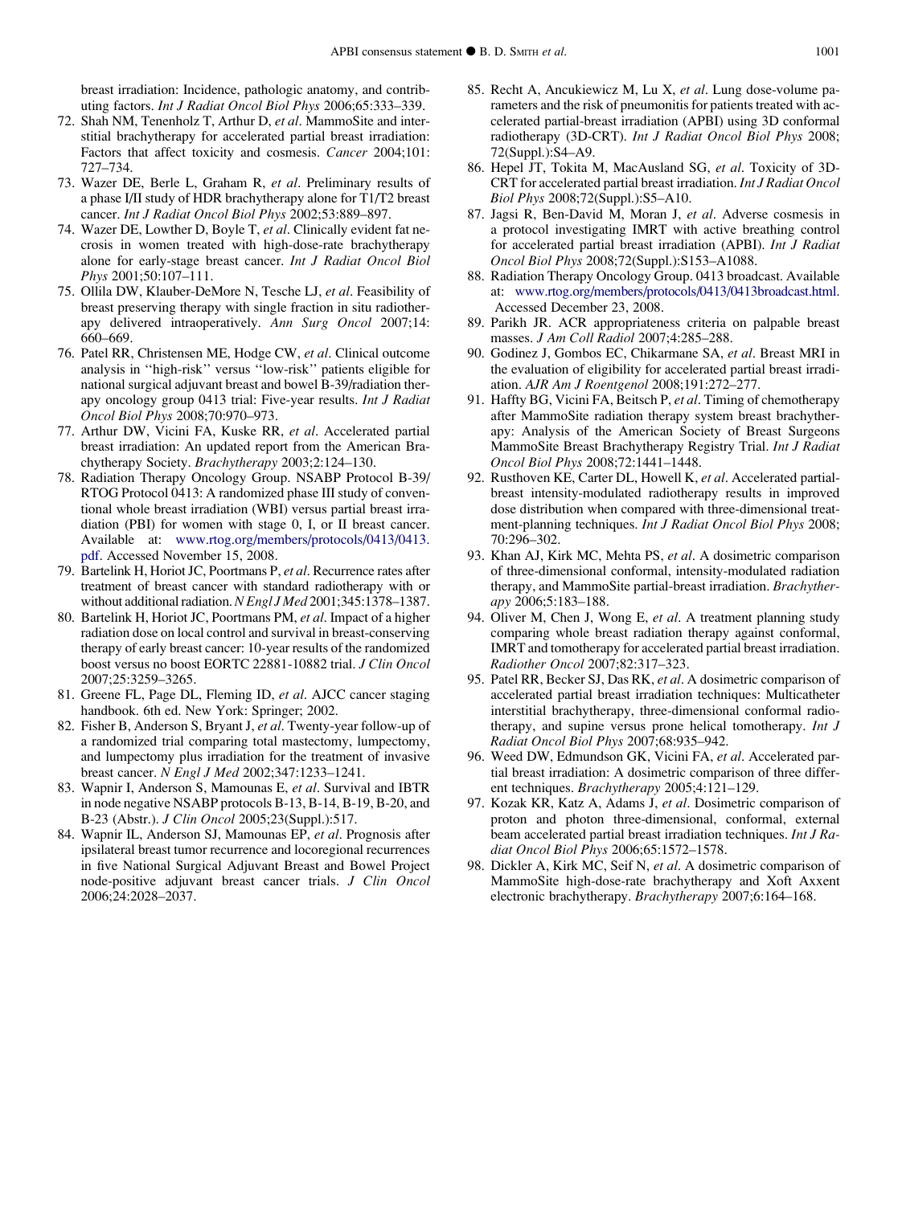breast irradiation: Incidence, pathologic anatomy, and contributing factors. *Int J Radiat Oncol Biol Phys* 2006;65:333–339.

72. Shah NM, Tenenholz T, Arthur D, *et al*. MammoSite and interstitial brachytherapy for accelerated partial breast irradiation: Factors that affect toxicity and cosmesis. *Cancer* 2004;101: 727–734.
73. Wazer DE, Berle L, Graham R, *et al*. Preliminary results of a phase I/II study of HDR brachytherapy alone for T1/T2 breast cancer. *Int J Radiat Oncol Biol Phys* 2002;53:889–897.
74. Wazer DE, Lowther D, Boyle T, *et al*. Clinically evident fat necrosis in women treated with high-dose-rate brachytherapy alone for early-stage breast cancer. *Int J Radiat Oncol Biol Phys* 2001;50:107–111.
75. Ollila DW, Klauber-DeMore N, Tesche LJ, *et al*. Feasibility of breast preserving therapy with single fraction in situ radiotherapy delivered intraoperatively. *Ann Surg Oncol* 2007;14: 660–669.
76. Patel RR, Christensen ME, Hodge CW, *et al*. Clinical outcome analysis in ''high-risk'' versus ''low-risk'' patients eligible for national surgical adjuvant breast and bowel B-39/radiation therapy oncology group 0413 trial: Five-year results. *Int J Radiat Oncol Biol Phys* 2008;70:970–973.
77. Arthur DW, Vicini FA, Kuske RR, *et al*. Accelerated partial breast irradiation: An updated report from the American Brachytherapy Society. *Brachytherapy* 2003;2:124–130.
78. Radiation Therapy Oncology Group. NSABP Protocol B-39/ RTOG Protocol 0413: A randomized phase III study of conventional whole breast irradiation (WBI) versus partial breast irradiation (PBI) for women with stage 0, I, or II breast cancer. Available at: www.rtog.org/members/protocols/0413/0413.pdf. Accessed November 15, 2008.
79. Bartelink H, Horiot JC, Poortmans P, *et al*. Recurrence rates after treatment of breast cancer with standard radiotherapy with or without additional radiation. *N Engl J Med* 2001;345:1378–1387.
80. Bartelink H, Horiot JC, Poortmans PM, *et al*. Impact of a higher radiation dose on local control and survival in breast-conserving therapy of early breast cancer: 10-year results of the randomized boost versus no boost EORTC 22881-10882 trial. *J Clin Oncol* 2007;25:3259–3265.
81. Greene FL, Page DL, Fleming ID, *et al*. AJCC cancer staging handbook. 6th ed. New York: Springer; 2002.
82. Fisher B, Anderson S, Bryant J, *et al*. Twenty-year follow-up of a randomized trial comparing total mastectomy, lumpectomy, and lumpectomy plus irradiation for the treatment of invasive breast cancer. *N Engl J Med* 2002;347:1233–1241.
83. Wapnir I, Anderson S, Mamounas E, *et al*. Survival and IBTR in node negative NSABP protocols B-13, B-14, B-19, B-20, and B-23 (Abstr.). *J Clin Oncol* 2005;23(Suppl.):517.
84. Wapnir IL, Anderson SJ, Mamounas EP, *et al*. Prognosis after ipsilateral breast tumor recurrence and locoregional recurrences in five National Surgical Adjuvant Breast and Bowel Project node-positive adjuvant breast cancer trials. *J Clin Oncol* 2006;24:2028–2037.
85. Recht A, Ancukiewicz M, Lu X, *et al*. Lung dose-volume parameters and the risk of pneumonitis for patients treated with accelerated partial-breast irradiation (APBI) using 3D conformal radiotherapy (3D-CRT). *Int J Radiat Oncol Biol Phys* 2008; 72(Suppl.):S4–A9.
86. Hepel JT, Tokita M, MacAusland SG, *et al*. Toxicity of 3D-CRT for accelerated partial breast irradiation. *Int J Radiat Oncol Biol Phys* 2008;72(Suppl.):S5–A10.
87. Jagsi R, Ben-David M, Moran J, *et al*. Adverse cosmesis in a protocol investigating IMRT with active breathing control for accelerated partial breast irradiation (APBI). *Int J Radiat Oncol Biol Phys* 2008;72(Suppl.):S153–A1088.
88. Radiation Therapy Oncology Group. 0413 broadcast. Available at: www.rtog.org/members/protocols/0413/0413broadcast.html. Accessed December 23, 2008.
89. Parikh JR. ACR appropriateness criteria on palpable breast masses. *J Am Coll Radiol* 2007;4:285–288.
90. Godinez J, Gombos EC, Chikarmane SA, *et al*. Breast MRI in the evaluation of eligibility for accelerated partial breast irradiation. *AJR Am J Roentgenol* 2008;191:272–277.
91. Haffty BG, Vicini FA, Beitsch P, *et al*. Timing of chemotherapy after MammoSite radiation therapy system breast brachytherapy: Analysis of the American Society of Breast Surgeons MammoSite Breast Brachytherapy Registry Trial. *Int J Radiat Oncol Biol Phys* 2008;72:1441–1448.
92. Rusthoven KE, Carter DL, Howell K, *et al*. Accelerated partial-breast intensity-modulated radiotherapy results in improved dose distribution when compared with three-dimensional treatment-planning techniques. *Int J Radiat Oncol Biol Phys* 2008; 70:296–302.
93. Khan AJ, Kirk MC, Mehta PS, *et al*. A dosimetric comparison of three-dimensional conformal, intensity-modulated radiation therapy, and MammoSite partial-breast irradiation. *Brachytherapy* 2006;5:183–188.
94. Oliver M, Chen J, Wong E, *et al*. A treatment planning study comparing whole breast radiation therapy against conformal, IMRT and tomotherapy for accelerated partial breast irradiation. *Radiother Oncol* 2007;82:317–323.
95. Patel RR, Becker SJ, Das RK, *et al*. A dosimetric comparison of accelerated partial breast irradiation techniques: Multicatheter interstitial brachytherapy, three-dimensional conformal radiotherapy, and supine versus prone helical tomotherapy. *Int J Radiat Oncol Biol Phys* 2007;68:935–942.
96. Weed DW, Edmundson GK, Vicini FA, *et al*. Accelerated partial breast irradiation: A dosimetric comparison of three different techniques. *Brachytherapy* 2005;4:121–129.
97. Kozak KR, Katz A, Adams J, *et al*. Dosimetric comparison of proton and photon three-dimensional, conformal, external beam accelerated partial breast irradiation techniques. *Int J Radiat Oncol Biol Phys* 2006;65:1572–1578.
98. Dickler A, Kirk MC, Seif N, *et al*. A dosimetric comparison of MammoSite high-dose-rate brachytherapy and Xoft Axxent electronic brachytherapy. *Brachytherapy* 2007;6:164–168.